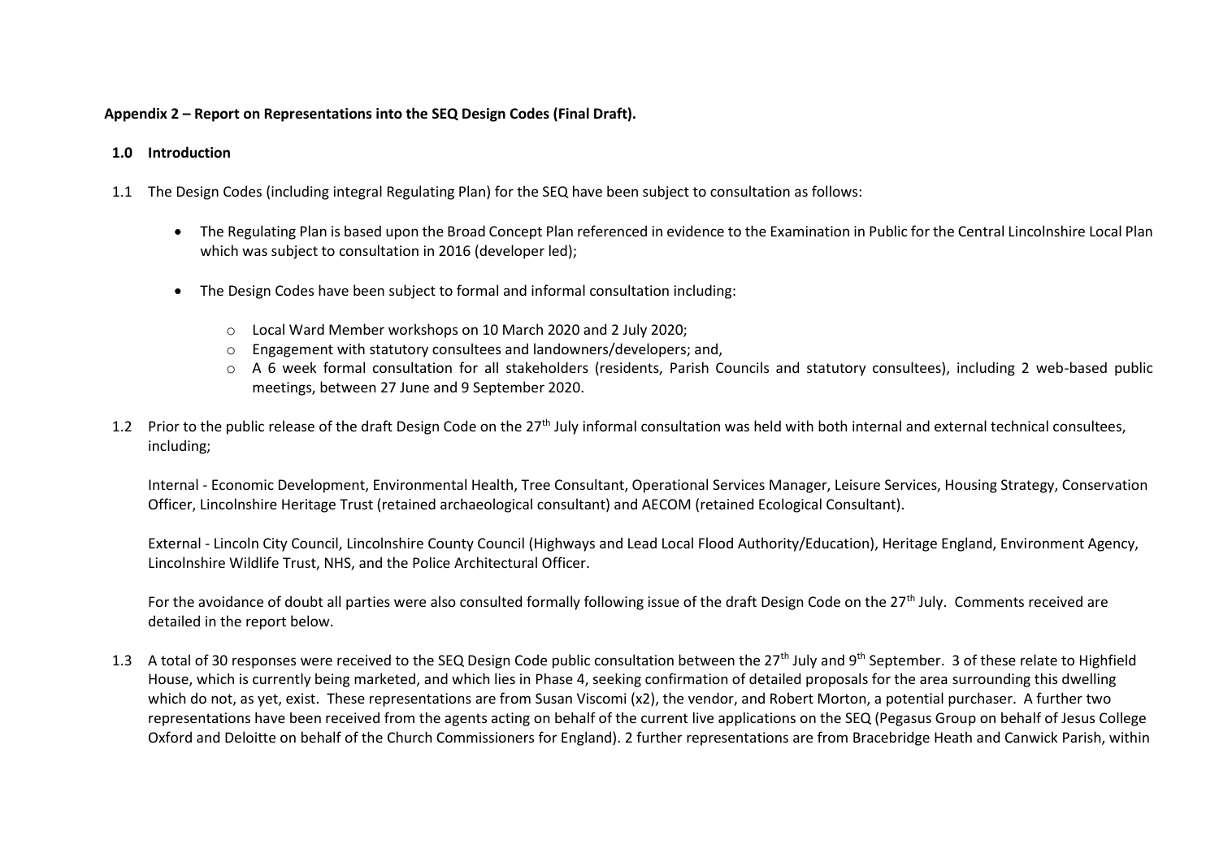**Appendix 2 – Report on Representations into the SEQ Design Codes (Final Draft).**

## 1.0 Introduction

1.1 The Design Codes (including integral Regulating Plan) for the SEQ have been subject to consultation as follows:

- The Regulating Plan is based upon the Broad Concept Plan referenced in evidence to the Examination in Public for the Central Lincolnshire Local Plan which was subject to consultation in 2016 (developer led);
- The Design Codes have been subject to formal and informal consultation including:
  - Local Ward Member workshops on 10 March 2020 and 2 July 2020;
  - Engagement with statutory consultees and landowners/developers; and,
  - A 6 week formal consultation for all stakeholders (residents, Parish Councils and statutory consultees), including 2 web-based public meetings, between 27 June and 9 September 2020.

1.2 Prior to the public release of the draft Design Code on the 27th July informal consultation was held with both internal and external technical consultees, including;

Internal - Economic Development, Environmental Health, Tree Consultant, Operational Services Manager, Leisure Services, Housing Strategy, Conservation Officer, Lincolnshire Heritage Trust (retained archaeological consultant) and AECOM (retained Ecological Consultant).

External - Lincoln City Council, Lincolnshire County Council (Highways and Lead Local Flood Authority/Education), Heritage England, Environment Agency, Lincolnshire Wildlife Trust, NHS, and the Police Architectural Officer.

For the avoidance of doubt all parties were also consulted formally following issue of the draft Design Code on the 27th July. Comments received are detailed in the report below.

1.3 A total of 30 responses were received to the SEQ Design Code public consultation between the 27th July and 9th September. 3 of these relate to Highfield House, which is currently being marketed, and which lies in Phase 4, seeking confirmation of detailed proposals for the area surrounding this dwelling which do not, as yet, exist. These representations are from Susan Viscomi (x2), the vendor, and Robert Morton, a potential purchaser. A further two representations have been received from the agents acting on behalf of the current live applications on the SEQ (Pegasus Group on behalf of Jesus College Oxford and Deloitte on behalf of the Church Commissioners for England). 2 further representations are from Bracebridge Heath and Canwick Parish, within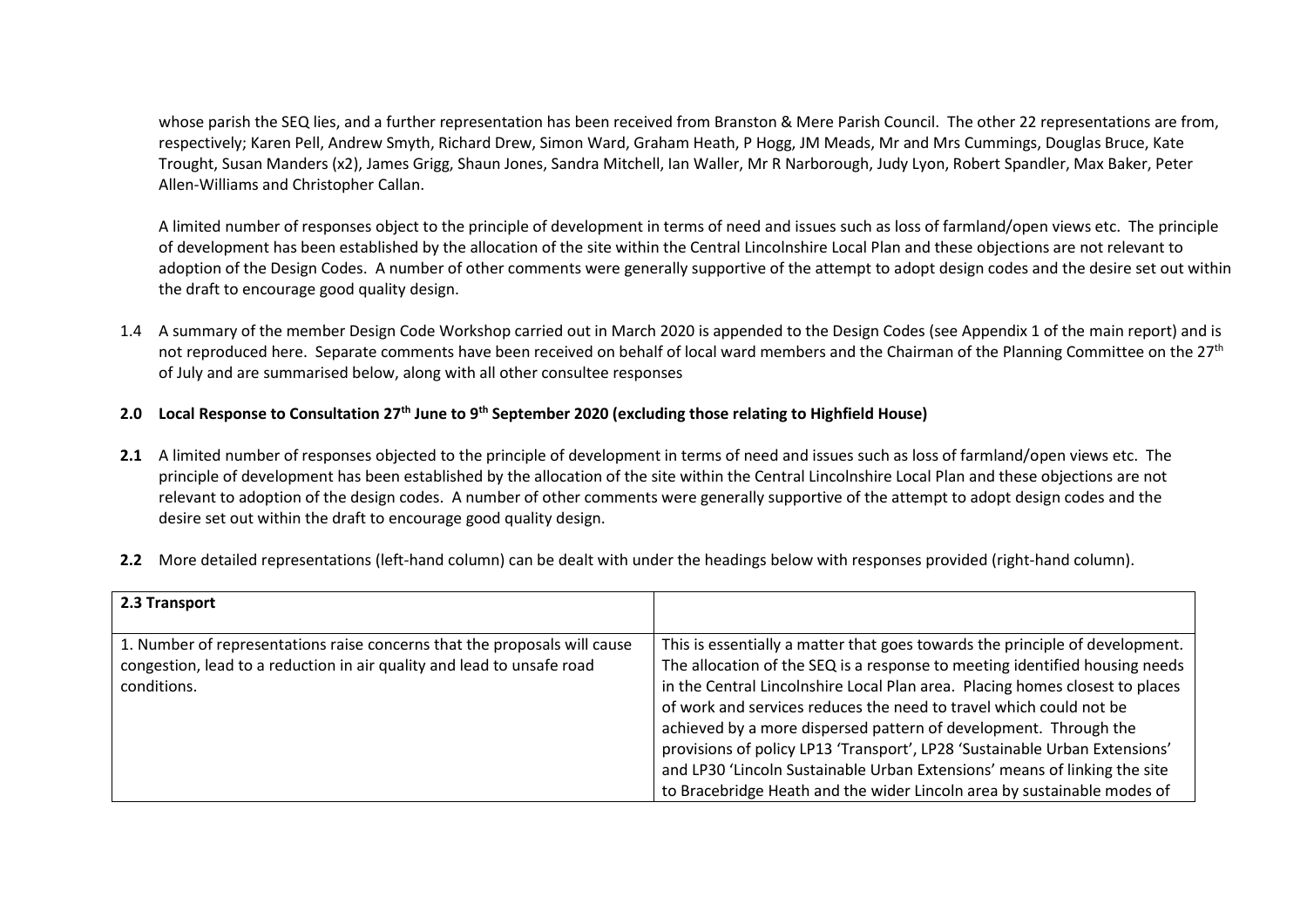whose parish the SEQ lies, and a further representation has been received from Branston & Mere Parish Council. The other 22 representations are from, respectively; Karen Pell, Andrew Smyth, Richard Drew, Simon Ward, Graham Heath, P Hogg, JM Meads, Mr and Mrs Cummings, Douglas Bruce, Kate Trought, Susan Manders (x2), James Grigg, Shaun Jones, Sandra Mitchell, Ian Waller, Mr R Narborough, Judy Lyon, Robert Spandler, Max Baker, Peter Allen-Williams and Christopher Callan.

A limited number of responses object to the principle of development in terms of need and issues such as loss of farmland/open views etc. The principle of development has been established by the allocation of the site within the Central Lincolnshire Local Plan and these objections are not relevant to adoption of the Design Codes. A number of other comments were generally supportive of the attempt to adopt design codes and the desire set out within the draft to encourage good quality design.

1.4 A summary of the member Design Code Workshop carried out in March 2020 is appended to the Design Codes (see Appendix 1 of the main report) and is not reproduced here. Separate comments have been received on behalf of local ward members and the Chairman of the Planning Committee on the 27th of July and are summarised below, along with all other consultee responses

## 2.0 Local Response to Consultation 27th June to 9th September 2020 (excluding those relating to Highfield House)

**2.1** A limited number of responses objected to the principle of development in terms of need and issues such as loss of farmland/open views etc. The principle of development has been established by the allocation of the site within the Central Lincolnshire Local Plan and these objections are not relevant to adoption of the design codes. A number of other comments were generally supportive of the attempt to adopt design codes and the desire set out within the draft to encourage good quality design.

**2.2** More detailed representations (left-hand column) can be dealt with under the headings below with responses provided (right-hand column).

| **2.3 Transport** | |
|---|---|
| 1. Number of representations raise concerns that the proposals will cause congestion, lead to a reduction in air quality and lead to unsafe road conditions. | This is essentially a matter that goes towards the principle of development. The allocation of the SEQ is a response to meeting identified housing needs in the Central Lincolnshire Local Plan area. Placing homes closest to places of work and services reduces the need to travel which could not be achieved by a more dispersed pattern of development. Through the provisions of policy LP13 'Transport', LP28 'Sustainable Urban Extensions' and LP30 'Lincoln Sustainable Urban Extensions' means of linking the site to Bracebridge Heath and the wider Lincoln area by sustainable modes of |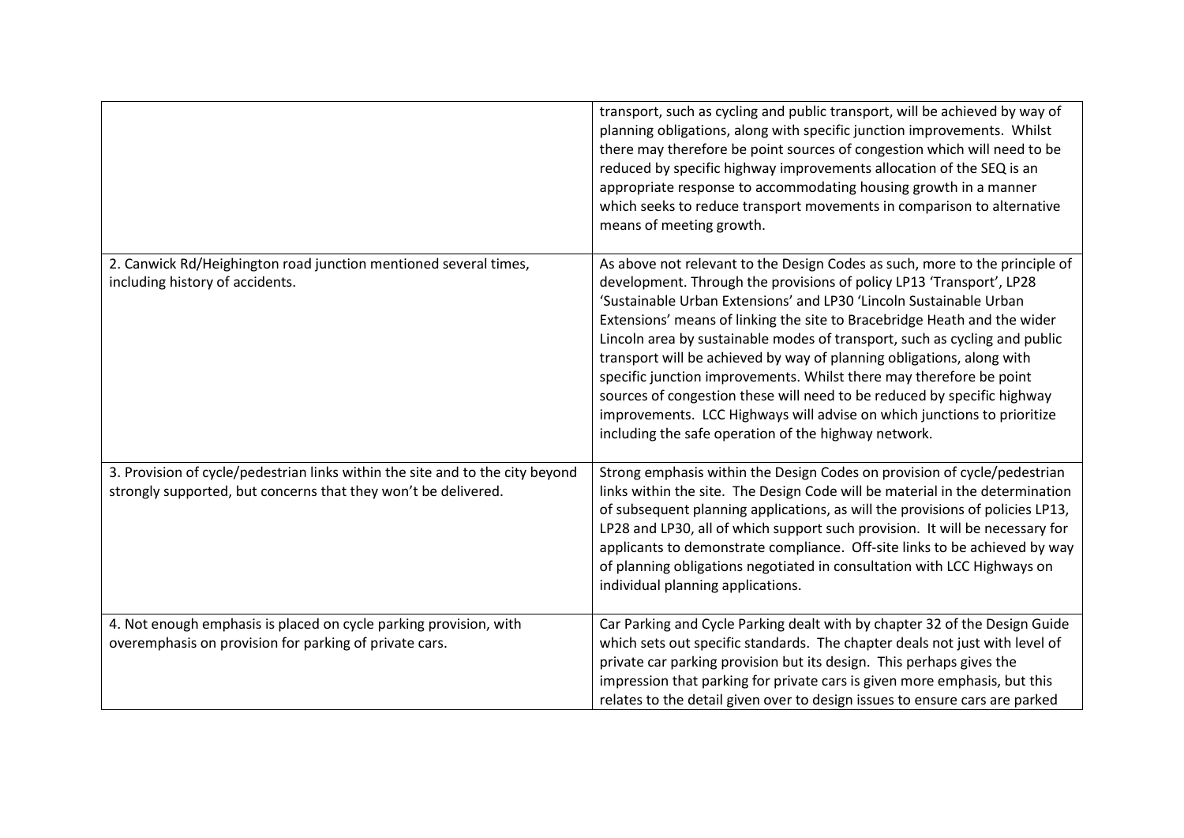| | |
|---|---|
| | transport, such as cycling and public transport, will be achieved by way of planning obligations, along with specific junction improvements. Whilst there may therefore be point sources of congestion which will need to be reduced by specific highway improvements allocation of the SEQ is an appropriate response to accommodating housing growth in a manner which seeks to reduce transport movements in comparison to alternative means of meeting growth. |
| 2. Canwick Rd/Heighington road junction mentioned several times, including history of accidents. | As above not relevant to the Design Codes as such, more to the principle of development. Through the provisions of policy LP13 'Transport', LP28 'Sustainable Urban Extensions' and LP30 'Lincoln Sustainable Urban Extensions' means of linking the site to Bracebridge Heath and the wider Lincoln area by sustainable modes of transport, such as cycling and public transport will be achieved by way of planning obligations, along with specific junction improvements. Whilst there may therefore be point sources of congestion these will need to be reduced by specific highway improvements. LCC Highways will advise on which junctions to prioritize including the safe operation of the highway network. |
| 3. Provision of cycle/pedestrian links within the site and to the city beyond strongly supported, but concerns that they won't be delivered. | Strong emphasis within the Design Codes on provision of cycle/pedestrian links within the site. The Design Code will be material in the determination of subsequent planning applications, as will the provisions of policies LP13, LP28 and LP30, all of which support such provision. It will be necessary for applicants to demonstrate compliance. Off-site links to be achieved by way of planning obligations negotiated in consultation with LCC Highways on individual planning applications. |
| 4. Not enough emphasis is placed on cycle parking provision, with overemphasis on provision for parking of private cars. | Car Parking and Cycle Parking dealt with by chapter 32 of the Design Guide which sets out specific standards. The chapter deals not just with level of private car parking provision but its design. This perhaps gives the impression that parking for private cars is given more emphasis, but this relates to the detail given over to design issues to ensure cars are parked |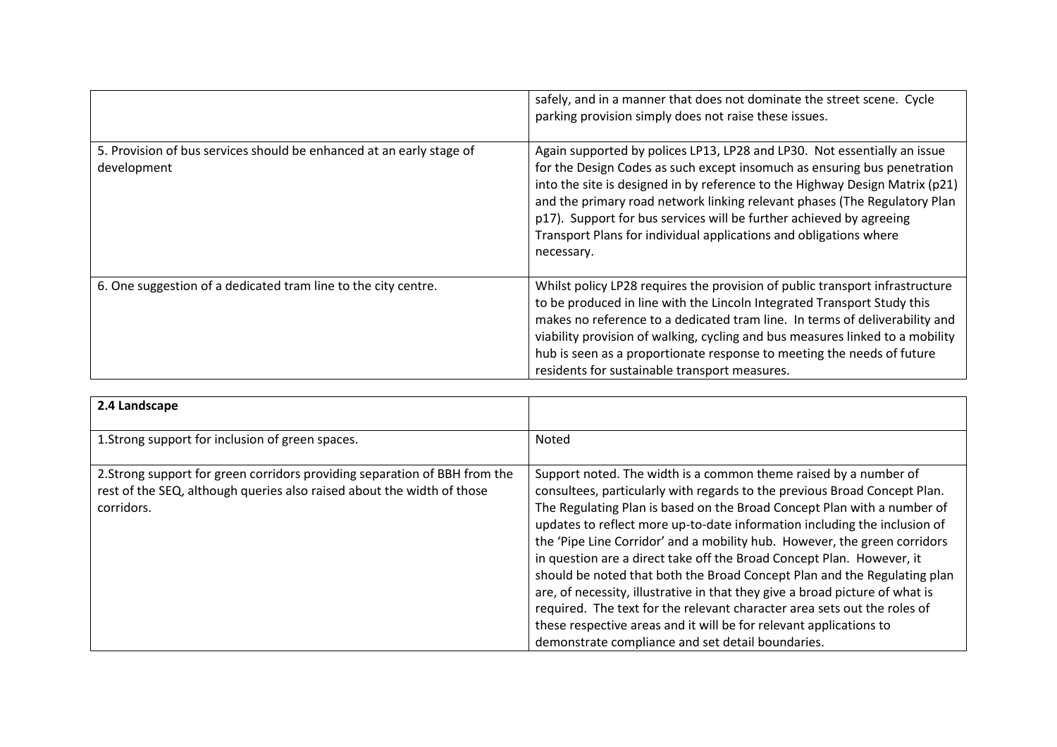| | |
|---|---|
| | safely, and in a manner that does not dominate the street scene. Cycle parking provision simply does not raise these issues. |
| 5. Provision of bus services should be enhanced at an early stage of development | Again supported by polices LP13, LP28 and LP30. Not essentially an issue for the Design Codes as such except insomuch as ensuring bus penetration into the site is designed in by reference to the Highway Design Matrix (p21) and the primary road network linking relevant phases (The Regulatory Plan p17). Support for bus services will be further achieved by agreeing Transport Plans for individual applications and obligations where necessary. |
| 6. One suggestion of a dedicated tram line to the city centre. | Whilst policy LP28 requires the provision of public transport infrastructure to be produced in line with the Lincoln Integrated Transport Study this makes no reference to a dedicated tram line. In terms of deliverability and viability provision of walking, cycling and bus measures linked to a mobility hub is seen as a proportionate response to meeting the needs of future residents for sustainable transport measures. |

| **2.4 Landscape** | |
|---|---|
| 1.Strong support for inclusion of green spaces. | Noted |
| 2.Strong support for green corridors providing separation of BBH from the rest of the SEQ, although queries also raised about the width of those corridors. | Support noted. The width is a common theme raised by a number of consultees, particularly with regards to the previous Broad Concept Plan. The Regulating Plan is based on the Broad Concept Plan with a number of updates to reflect more up-to-date information including the inclusion of the 'Pipe Line Corridor' and a mobility hub. However, the green corridors in question are a direct take off the Broad Concept Plan. However, it should be noted that both the Broad Concept Plan and the Regulating plan are, of necessity, illustrative in that they give a broad picture of what is required. The text for the relevant character area sets out the roles of these respective areas and it will be for relevant applications to demonstrate compliance and set detail boundaries. |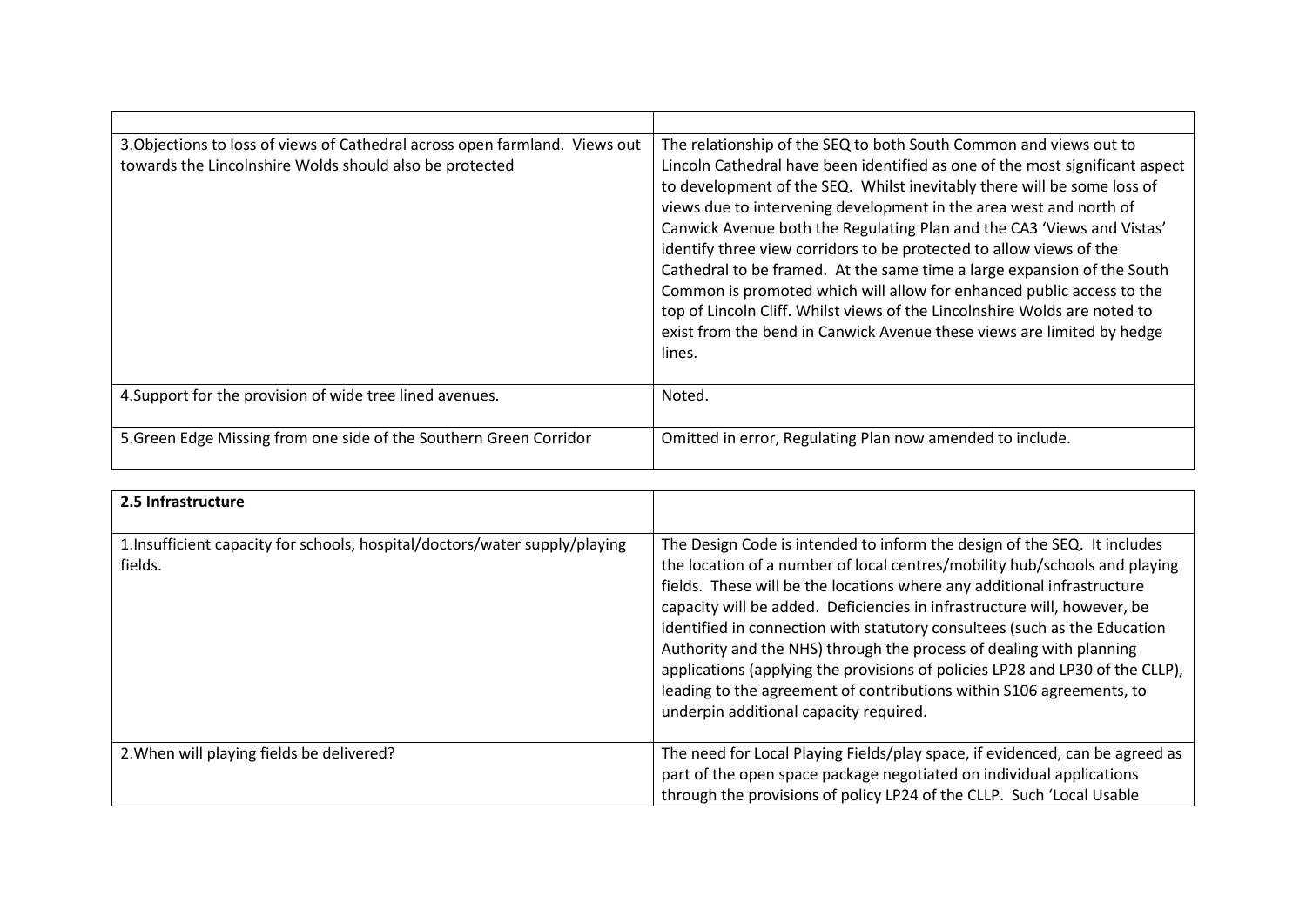| | |
|---|---|
| 3.Objections to loss of views of Cathedral across open farmland. Views out towards the Lincolnshire Wolds should also be protected | The relationship of the SEQ to both South Common and views out to Lincoln Cathedral have been identified as one of the most significant aspect to development of the SEQ. Whilst inevitably there will be some loss of views due to intervening development in the area west and north of Canwick Avenue both the Regulating Plan and the CA3 'Views and Vistas' identify three view corridors to be protected to allow views of the Cathedral to be framed. At the same time a large expansion of the South Common is promoted which will allow for enhanced public access to the top of Lincoln Cliff. Whilst views of the Lincolnshire Wolds are noted to exist from the bend in Canwick Avenue these views are limited by hedge lines. |
| 4.Support for the provision of wide tree lined avenues. | Noted. |
| 5.Green Edge Missing from one side of the Southern Green Corridor | Omitted in error, Regulating Plan now amended to include. |

| **2.5 Infrastructure** | |
|---|---|
| 1.Insufficient capacity for schools, hospital/doctors/water supply/playing fields. | The Design Code is intended to inform the design of the SEQ. It includes the location of a number of local centres/mobility hub/schools and playing fields. These will be the locations where any additional infrastructure capacity will be added. Deficiencies in infrastructure will, however, be identified in connection with statutory consultees (such as the Education Authority and the NHS) through the process of dealing with planning applications (applying the provisions of policies LP28 and LP30 of the CLLP), leading to the agreement of contributions within S106 agreements, to underpin additional capacity required. |
| 2.When will playing fields be delivered? | The need for Local Playing Fields/play space, if evidenced, can be agreed as part of the open space package negotiated on individual applications through the provisions of policy LP24 of the CLLP. Such 'Local Usable |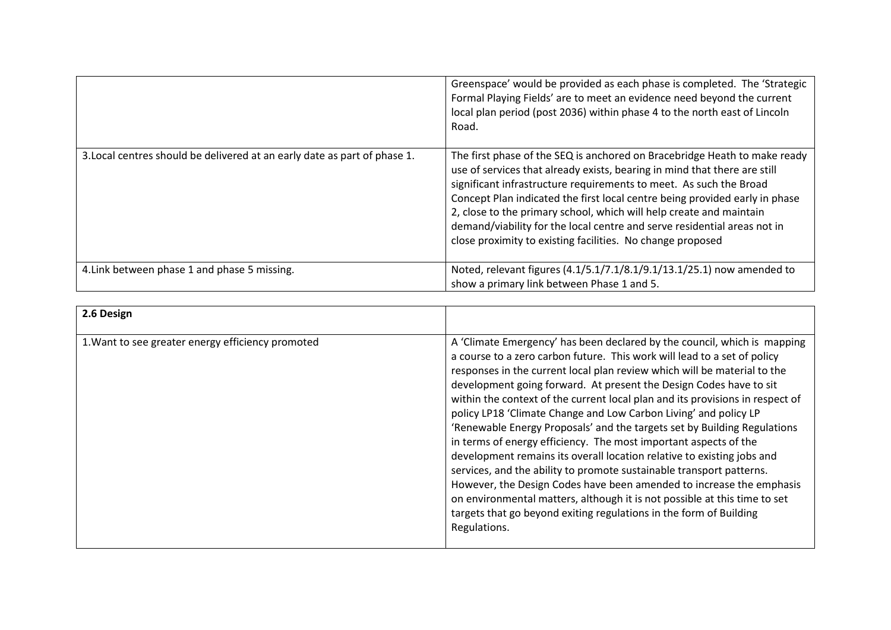| | |
|---|---|
| | Greenspace' would be provided as each phase is completed. The 'Strategic Formal Playing Fields' are to meet an evidence need beyond the current local plan period (post 2036) within phase 4 to the north east of Lincoln Road. |
| 3.Local centres should be delivered at an early date as part of phase 1. | The first phase of the SEQ is anchored on Bracebridge Heath to make ready use of services that already exists, bearing in mind that there are still significant infrastructure requirements to meet. As such the Broad Concept Plan indicated the first local centre being provided early in phase 2, close to the primary school, which will help create and maintain demand/viability for the local centre and serve residential areas not in close proximity to existing facilities. No change proposed |
| 4.Link between phase 1 and phase 5 missing. | Noted, relevant figures (4.1/5.1/7.1/8.1/9.1/13.1/25.1) now amended to show a primary link between Phase 1 and 5. |

| **2.6 Design** | |
|---|---|
| 1.Want to see greater energy efficiency promoted | A 'Climate Emergency' has been declared by the council, which is mapping a course to a zero carbon future. This work will lead to a set of policy responses in the current local plan review which will be material to the development going forward. At present the Design Codes have to sit within the context of the current local plan and its provisions in respect of policy LP18 'Climate Change and Low Carbon Living' and policy LP 'Renewable Energy Proposals' and the targets set by Building Regulations in terms of energy efficiency. The most important aspects of the development remains its overall location relative to existing jobs and services, and the ability to promote sustainable transport patterns. However, the Design Codes have been amended to increase the emphasis on environmental matters, although it is not possible at this time to set targets that go beyond exiting regulations in the form of Building Regulations. |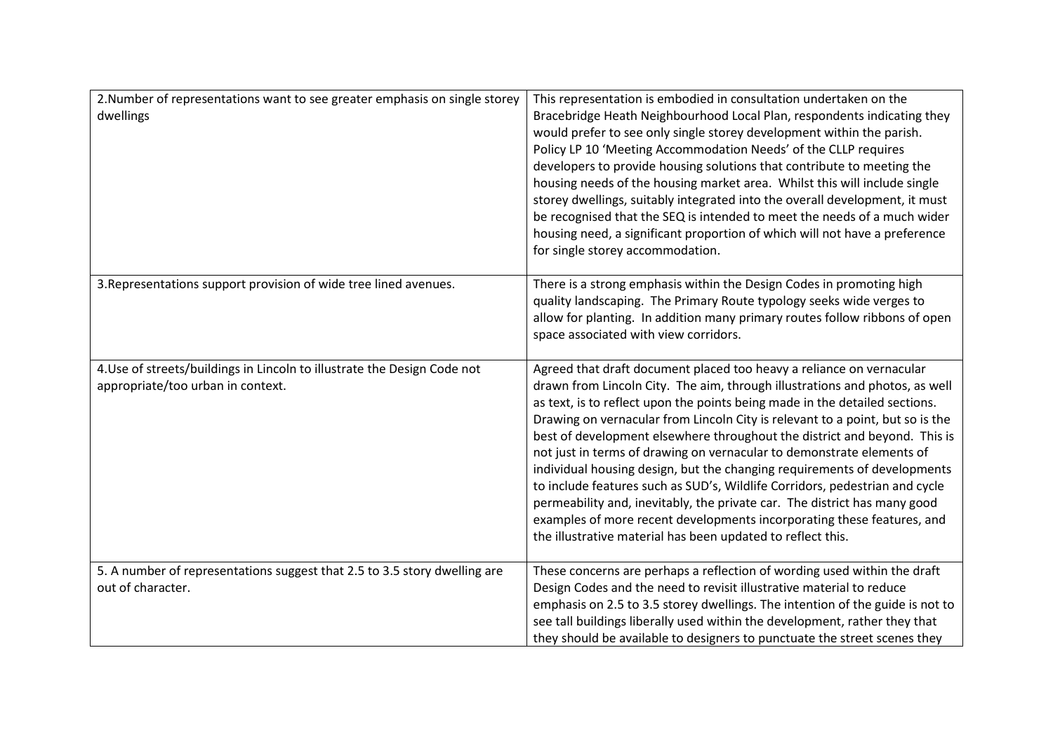| | |
|---|---|
| 2.Number of representations want to see greater emphasis on single storey dwellings | This representation is embodied in consultation undertaken on the Bracebridge Heath Neighbourhood Local Plan, respondents indicating they would prefer to see only single storey development within the parish. Policy LP 10 'Meeting Accommodation Needs' of the CLLP requires developers to provide housing solutions that contribute to meeting the housing needs of the housing market area. Whilst this will include single storey dwellings, suitably integrated into the overall development, it must be recognised that the SEQ is intended to meet the needs of a much wider housing need, a significant proportion of which will not have a preference for single storey accommodation. |
| 3.Representations support provision of wide tree lined avenues. | There is a strong emphasis within the Design Codes in promoting high quality landscaping. The Primary Route typology seeks wide verges to allow for planting. In addition many primary routes follow ribbons of open space associated with view corridors. |
| 4.Use of streets/buildings in Lincoln to illustrate the Design Code not appropriate/too urban in context. | Agreed that draft document placed too heavy a reliance on vernacular drawn from Lincoln City. The aim, through illustrations and photos, as well as text, is to reflect upon the points being made in the detailed sections. Drawing on vernacular from Lincoln City is relevant to a point, but so is the best of development elsewhere throughout the district and beyond. This is not just in terms of drawing on vernacular to demonstrate elements of individual housing design, but the changing requirements of developments to include features such as SUD's, Wildlife Corridors, pedestrian and cycle permeability and, inevitably, the private car. The district has many good examples of more recent developments incorporating these features, and the illustrative material has been updated to reflect this. |
| 5. A number of representations suggest that 2.5 to 3.5 story dwelling are out of character. | These concerns are perhaps a reflection of wording used within the draft Design Codes and the need to revisit illustrative material to reduce emphasis on 2.5 to 3.5 storey dwellings. The intention of the guide is not to see tall buildings liberally used within the development, rather they that they should be available to designers to punctuate the street scenes they |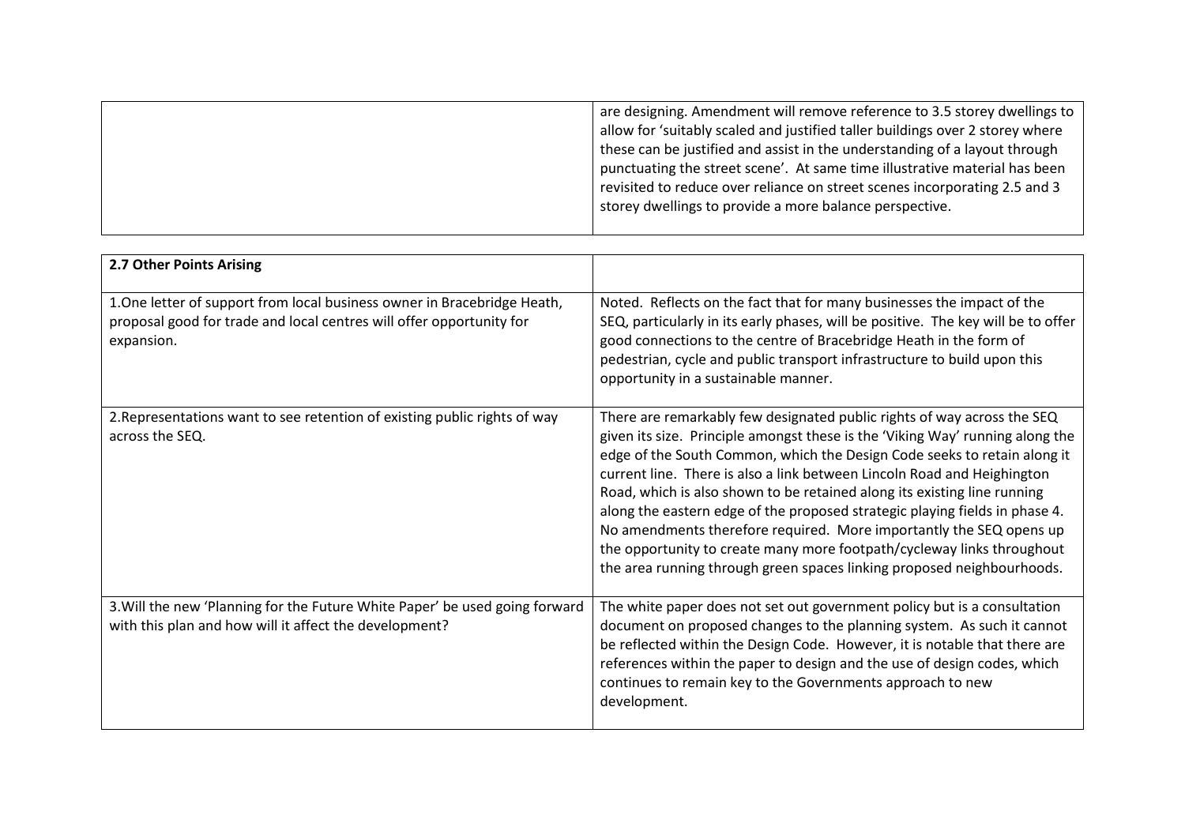| | |
|---|---|
| | are designing. Amendment will remove reference to 3.5 storey dwellings to allow for 'suitably scaled and justified taller buildings over 2 storey where these can be justified and assist in the understanding of a layout through punctuating the street scene'. At same time illustrative material has been revisited to reduce over reliance on street scenes incorporating 2.5 and 3 storey dwellings to provide a more balance perspective. |

| **2.7 Other Points Arising** | |
|---|---|
| 1.One letter of support from local business owner in Bracebridge Heath, proposal good for trade and local centres will offer opportunity for expansion. | Noted. Reflects on the fact that for many businesses the impact of the SEQ, particularly in its early phases, will be positive. The key will be to offer good connections to the centre of Bracebridge Heath in the form of pedestrian, cycle and public transport infrastructure to build upon this opportunity in a sustainable manner. |
| 2.Representations want to see retention of existing public rights of way across the SEQ. | There are remarkably few designated public rights of way across the SEQ given its size. Principle amongst these is the 'Viking Way' running along the edge of the South Common, which the Design Code seeks to retain along it current line. There is also a link between Lincoln Road and Heighington Road, which is also shown to be retained along its existing line running along the eastern edge of the proposed strategic playing fields in phase 4. No amendments therefore required. More importantly the SEQ opens up the opportunity to create many more footpath/cycleway links throughout the area running through green spaces linking proposed neighbourhoods. |
| 3.Will the new 'Planning for the Future White Paper' be used going forward with this plan and how will it affect the development? | The white paper does not set out government policy but is a consultation document on proposed changes to the planning system. As such it cannot be reflected within the Design Code. However, it is notable that there are references within the paper to design and the use of design codes, which continues to remain key to the Governments approach to new development. |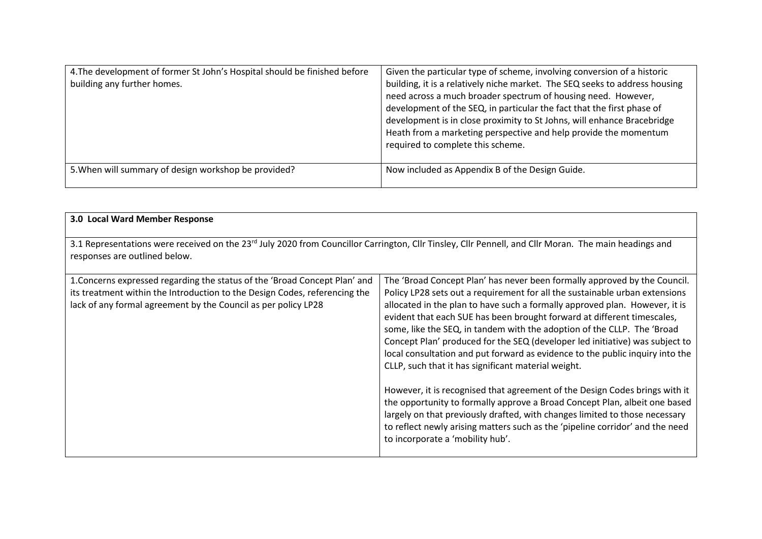| | |
|---|---|
| 4.The development of former St John's Hospital should be finished before building any further homes. | Given the particular type of scheme, involving conversion of a historic building, it is a relatively niche market. The SEQ seeks to address housing need across a much broader spectrum of housing need. However, development of the SEQ, in particular the fact that the first phase of development is in close proximity to St Johns, will enhance Bracebridge Heath from a marketing perspective and help provide the momentum required to complete this scheme. |
| 5.When will summary of design workshop be provided? | Now included as Appendix B of the Design Guide. |

| **3.0 Local Ward Member Response** | |
|---|---|
| 3.1 Representations were received on the 23rd July 2020 from Councillor Carrington, Cllr Tinsley, Cllr Pennell, and Cllr Moran. The main headings and responses are outlined below. | |
| 1.Concerns expressed regarding the status of the 'Broad Concept Plan' and its treatment within the Introduction to the Design Codes, referencing the lack of any formal agreement by the Council as per policy LP28 | The 'Broad Concept Plan' has never been formally approved by the Council. Policy LP28 sets out a requirement for all the sustainable urban extensions allocated in the plan to have such a formally approved plan. However, it is evident that each SUE has been brought forward at different timescales, some, like the SEQ, in tandem with the adoption of the CLLP. The 'Broad Concept Plan' produced for the SEQ (developer led initiative) was subject to local consultation and put forward as evidence to the public inquiry into the CLLP, such that it has significant material weight.<br><br>However, it is recognised that agreement of the Design Codes brings with it the opportunity to formally approve a Broad Concept Plan, albeit one based largely on that previously drafted, with changes limited to those necessary to reflect newly arising matters such as the 'pipeline corridor' and the need to incorporate a 'mobility hub'. |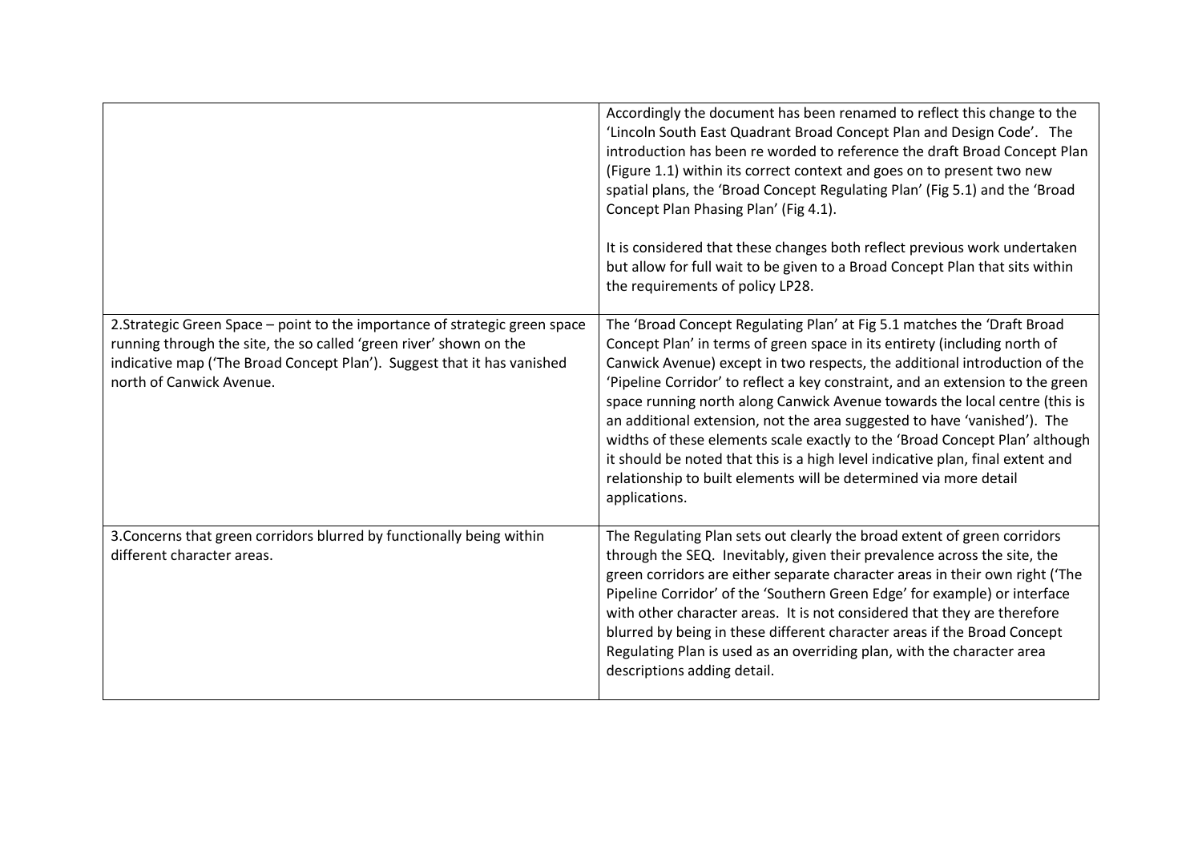| | |
|---|---|
| | Accordingly the document has been renamed to reflect this change to the 'Lincoln South East Quadrant Broad Concept Plan and Design Code'. The introduction has been re worded to reference the draft Broad Concept Plan (Figure 1.1) within its correct context and goes on to present two new spatial plans, the 'Broad Concept Regulating Plan' (Fig 5.1) and the 'Broad Concept Plan Phasing Plan' (Fig 4.1).<br><br>It is considered that these changes both reflect previous work undertaken but allow for full wait to be given to a Broad Concept Plan that sits within the requirements of policy LP28. |
| 2.Strategic Green Space – point to the importance of strategic green space running through the site, the so called 'green river' shown on the indicative map ('The Broad Concept Plan'). Suggest that it has vanished north of Canwick Avenue. | The 'Broad Concept Regulating Plan' at Fig 5.1 matches the 'Draft Broad Concept Plan' in terms of green space in its entirety (including north of Canwick Avenue) except in two respects, the additional introduction of the 'Pipeline Corridor' to reflect a key constraint, and an extension to the green space running north along Canwick Avenue towards the local centre (this is an additional extension, not the area suggested to have 'vanished'). The widths of these elements scale exactly to the 'Broad Concept Plan' although it should be noted that this is a high level indicative plan, final extent and relationship to built elements will be determined via more detail applications. |
| 3.Concerns that green corridors blurred by functionally being within different character areas. | The Regulating Plan sets out clearly the broad extent of green corridors through the SEQ. Inevitably, given their prevalence across the site, the green corridors are either separate character areas in their own right ('The Pipeline Corridor' of the 'Southern Green Edge' for example) or interface with other character areas. It is not considered that they are therefore blurred by being in these different character areas if the Broad Concept Regulating Plan is used as an overriding plan, with the character area descriptions adding detail. |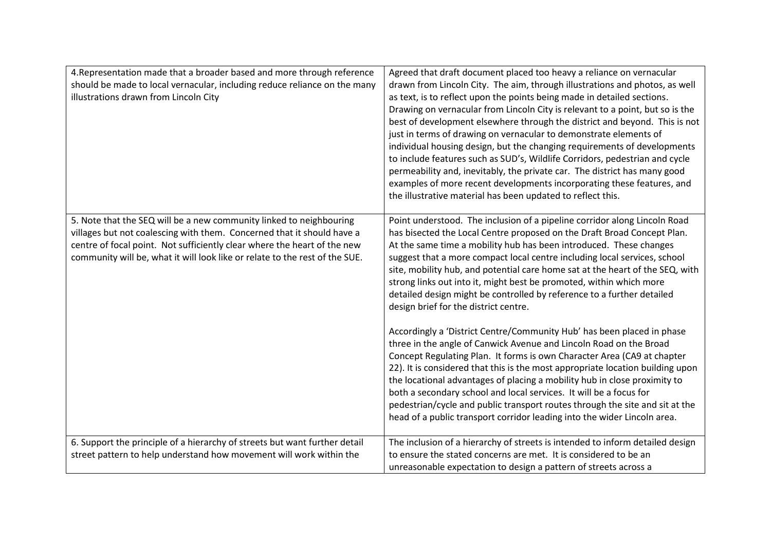| | |
|---|---|
| 4.Representation made that a broader based and more through reference should be made to local vernacular, including reduce reliance on the many illustrations drawn from Lincoln City | Agreed that draft document placed too heavy a reliance on vernacular drawn from Lincoln City. The aim, through illustrations and photos, as well as text, is to reflect upon the points being made in detailed sections. Drawing on vernacular from Lincoln City is relevant to a point, but so is the best of development elsewhere through the district and beyond. This is not just in terms of drawing on vernacular to demonstrate elements of individual housing design, but the changing requirements of developments to include features such as SUD's, Wildlife Corridors, pedestrian and cycle permeability and, inevitably, the private car. The district has many good examples of more recent developments incorporating these features, and the illustrative material has been updated to reflect this. |
| 5. Note that the SEQ will be a new community linked to neighbouring villages but not coalescing with them. Concerned that it should have a centre of focal point. Not sufficiently clear where the heart of the new community will be, what it will look like or relate to the rest of the SUE. | Point understood. The inclusion of a pipeline corridor along Lincoln Road has bisected the Local Centre proposed on the Draft Broad Concept Plan. At the same time a mobility hub has been introduced. These changes suggest that a more compact local centre including local services, school site, mobility hub, and potential care home sat at the heart of the SEQ, with strong links out into it, might best be promoted, within which more detailed design might be controlled by reference to a further detailed design brief for the district centre.<br><br>Accordingly a 'District Centre/Community Hub' has been placed in phase three in the angle of Canwick Avenue and Lincoln Road on the Broad Concept Regulating Plan. It forms is own Character Area (CA9 at chapter 22). It is considered that this is the most appropriate location building upon the locational advantages of placing a mobility hub in close proximity to both a secondary school and local services. It will be a focus for pedestrian/cycle and public transport routes through the site and sit at the head of a public transport corridor leading into the wider Lincoln area. |
| 6. Support the principle of a hierarchy of streets but want further detail street pattern to help understand how movement will work within the | The inclusion of a hierarchy of streets is intended to inform detailed design to ensure the stated concerns are met. It is considered to be an unreasonable expectation to design a pattern of streets across a |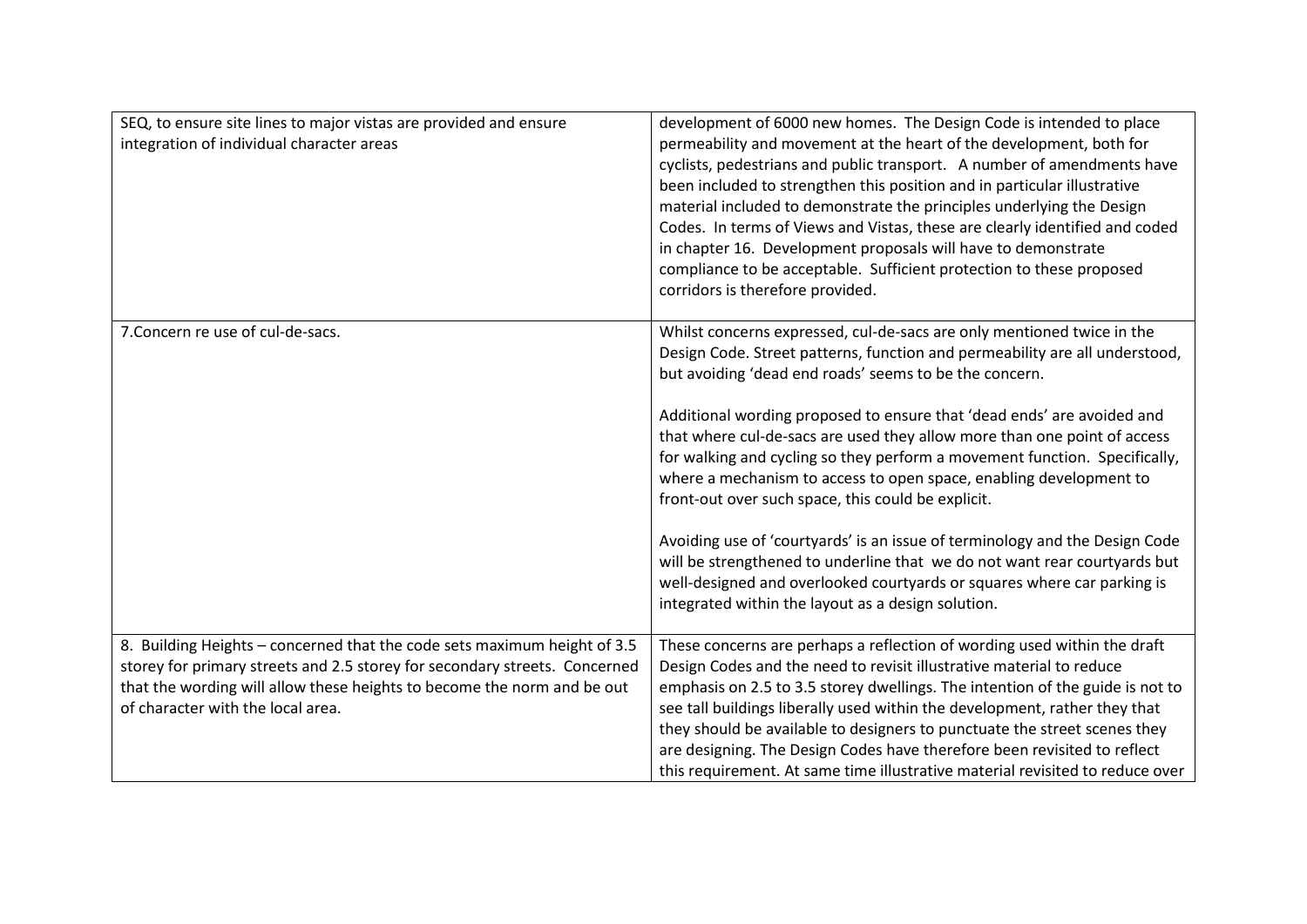| | |
|---|---|
| SEQ, to ensure site lines to major vistas are provided and ensure integration of individual character areas | development of 6000 new homes. The Design Code is intended to place permeability and movement at the heart of the development, both for cyclists, pedestrians and public transport. A number of amendments have been included to strengthen this position and in particular illustrative material included to demonstrate the principles underlying the Design Codes. In terms of Views and Vistas, these are clearly identified and coded in chapter 16. Development proposals will have to demonstrate compliance to be acceptable. Sufficient protection to these proposed corridors is therefore provided. |
| 7.Concern re use of cul-de-sacs. | Whilst concerns expressed, cul-de-sacs are only mentioned twice in the Design Code. Street patterns, function and permeability are all understood, but avoiding 'dead end roads' seems to be the concern.<br><br>Additional wording proposed to ensure that 'dead ends' are avoided and that where cul-de-sacs are used they allow more than one point of access for walking and cycling so they perform a movement function. Specifically, where a mechanism to access to open space, enabling development to front-out over such space, this could be explicit.<br><br>Avoiding use of 'courtyards' is an issue of terminology and the Design Code will be strengthened to underline that we do not want rear courtyards but well-designed and overlooked courtyards or squares where car parking is integrated within the layout as a design solution. |
| 8. Building Heights – concerned that the code sets maximum height of 3.5 storey for primary streets and 2.5 storey for secondary streets. Concerned that the wording will allow these heights to become the norm and be out of character with the local area. | These concerns are perhaps a reflection of wording used within the draft Design Codes and the need to revisit illustrative material to reduce emphasis on 2.5 to 3.5 storey dwellings. The intention of the guide is not to see tall buildings liberally used within the development, rather they that they should be available to designers to punctuate the street scenes they are designing. The Design Codes have therefore been revisited to reflect this requirement. At same time illustrative material revisited to reduce over |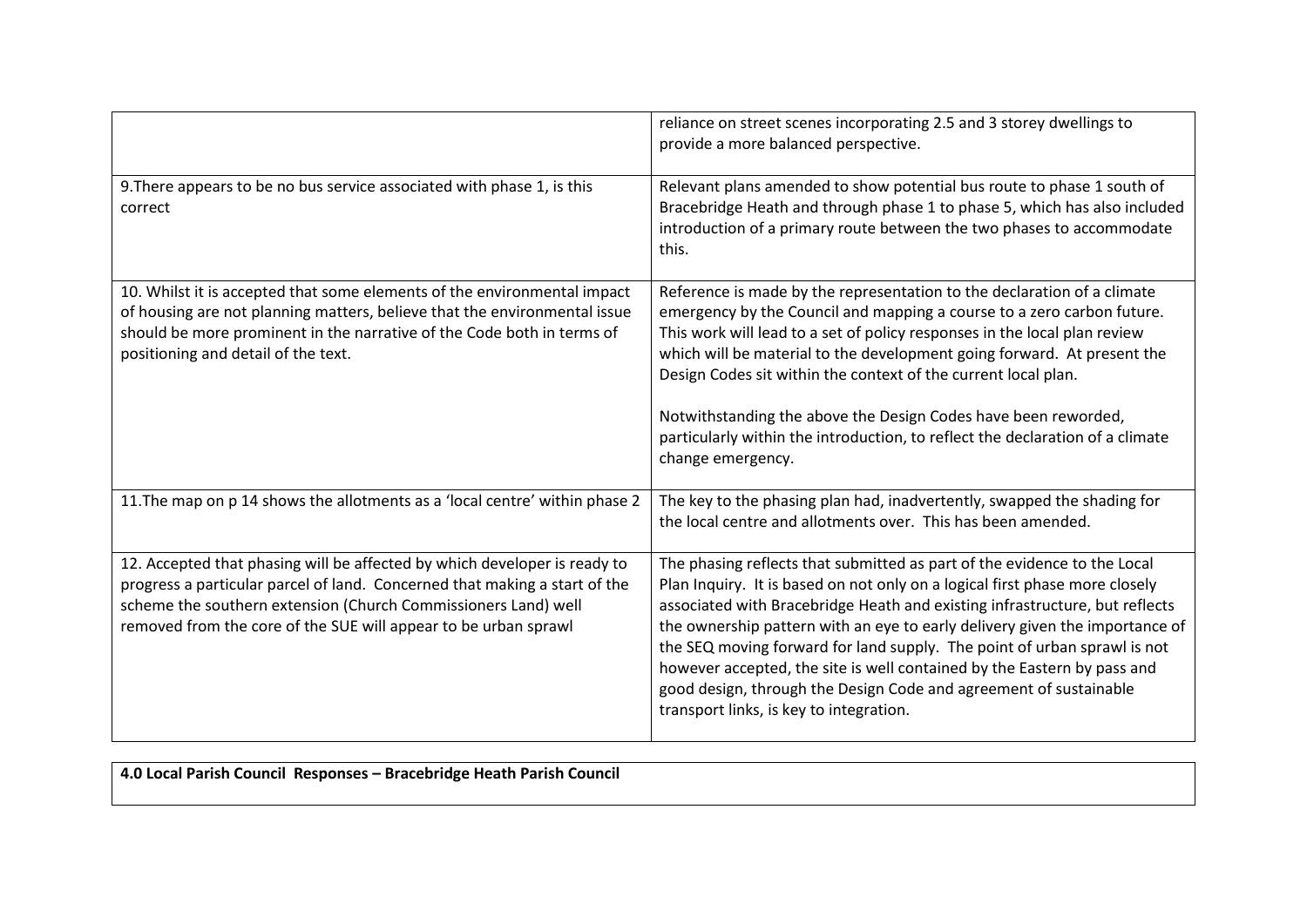| | |
|---|---|
| | reliance on street scenes incorporating 2.5 and 3 storey dwellings to provide a more balanced perspective. |
| 9.There appears to be no bus service associated with phase 1, is this correct | Relevant plans amended to show potential bus route to phase 1 south of Bracebridge Heath and through phase 1 to phase 5, which has also included introduction of a primary route between the two phases to accommodate this. |
| 10. Whilst it is accepted that some elements of the environmental impact of housing are not planning matters, believe that the environmental issue should be more prominent in the narrative of the Code both in terms of positioning and detail of the text. | Reference is made by the representation to the declaration of a climate emergency by the Council and mapping a course to a zero carbon future. This work will lead to a set of policy responses in the local plan review which will be material to the development going forward. At present the Design Codes sit within the context of the current local plan.<br><br>Notwithstanding the above the Design Codes have been reworded, particularly within the introduction, to reflect the declaration of a climate change emergency. |
| 11.The map on p 14 shows the allotments as a 'local centre' within phase 2 | The key to the phasing plan had, inadvertently, swapped the shading for the local centre and allotments over. This has been amended. |
| 12. Accepted that phasing will be affected by which developer is ready to progress a particular parcel of land. Concerned that making a start of the scheme the southern extension (Church Commissioners Land) well removed from the core of the SUE will appear to be urban sprawl | The phasing reflects that submitted as part of the evidence to the Local Plan Inquiry. It is based on not only on a logical first phase more closely associated with Bracebridge Heath and existing infrastructure, but reflects the ownership pattern with an eye to early delivery given the importance of the SEQ moving forward for land supply. The point of urban sprawl is not however accepted, the site is well contained by the Eastern by pass and good design, through the Design Code and agreement of sustainable transport links, is key to integration. |

**4.0 Local Parish Council Responses – Bracebridge Heath Parish Council**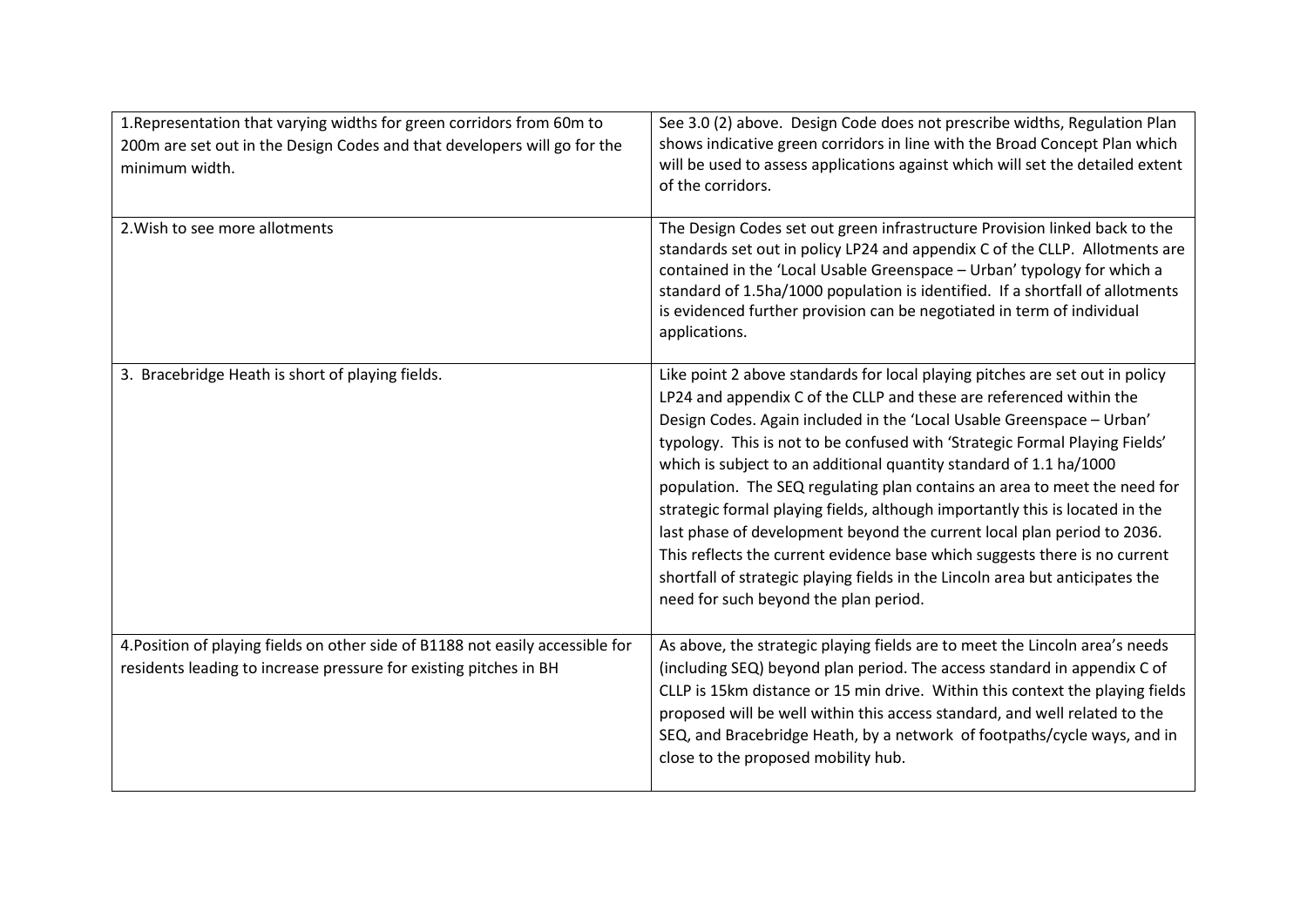| | |
|---|---|
| 1.Representation that varying widths for green corridors from 60m to 200m are set out in the Design Codes and that developers will go for the minimum width. | See 3.0 (2) above. Design Code does not prescribe widths, Regulation Plan shows indicative green corridors in line with the Broad Concept Plan which will be used to assess applications against which will set the detailed extent of the corridors. |
| 2.Wish to see more allotments | The Design Codes set out green infrastructure Provision linked back to the standards set out in policy LP24 and appendix C of the CLLP. Allotments are contained in the 'Local Usable Greenspace – Urban' typology for which a standard of 1.5ha/1000 population is identified. If a shortfall of allotments is evidenced further provision can be negotiated in term of individual applications. |
| 3. Bracebridge Heath is short of playing fields. | Like point 2 above standards for local playing pitches are set out in policy LP24 and appendix C of the CLLP and these are referenced within the Design Codes. Again included in the 'Local Usable Greenspace – Urban' typology. This is not to be confused with 'Strategic Formal Playing Fields' which is subject to an additional quantity standard of 1.1 ha/1000 population. The SEQ regulating plan contains an area to meet the need for strategic formal playing fields, although importantly this is located in the last phase of development beyond the current local plan period to 2036. This reflects the current evidence base which suggests there is no current shortfall of strategic playing fields in the Lincoln area but anticipates the need for such beyond the plan period. |
| 4.Position of playing fields on other side of B1188 not easily accessible for residents leading to increase pressure for existing pitches in BH | As above, the strategic playing fields are to meet the Lincoln area's needs (including SEQ) beyond plan period. The access standard in appendix C of CLLP is 15km distance or 15 min drive. Within this context the playing fields proposed will be well within this access standard, and well related to the SEQ, and Bracebridge Heath, by a network of footpaths/cycle ways, and in close to the proposed mobility hub. |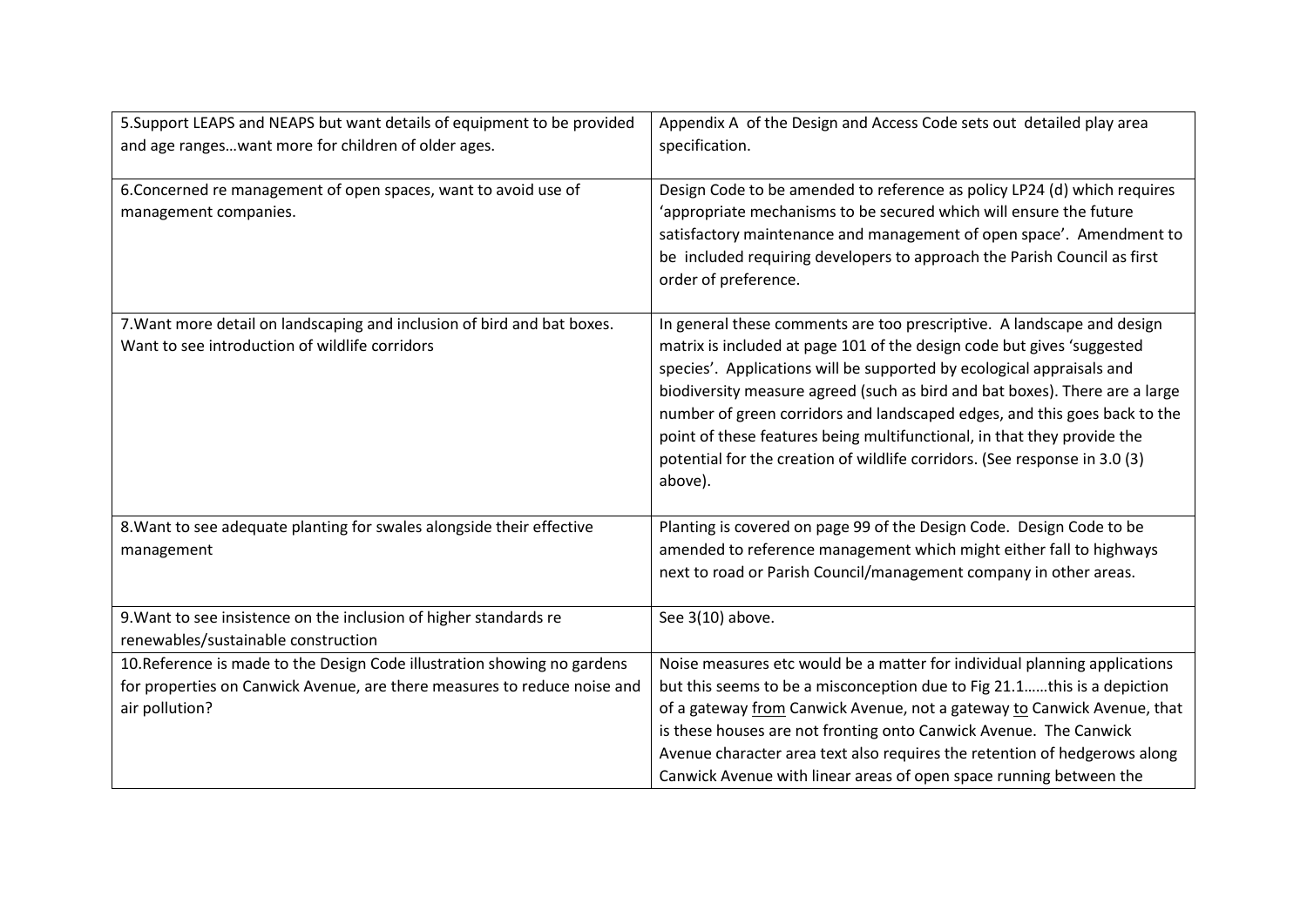| | |
|---|---|
| 5.Support LEAPS and NEAPS but want details of equipment to be provided and age ranges…want more for children of older ages. | Appendix A of the Design and Access Code sets out detailed play area specification. |
| 6.Concerned re management of open spaces, want to avoid use of management companies. | Design Code to be amended to reference as policy LP24 (d) which requires 'appropriate mechanisms to be secured which will ensure the future satisfactory maintenance and management of open space'. Amendment to be included requiring developers to approach the Parish Council as first order of preference. |
| 7.Want more detail on landscaping and inclusion of bird and bat boxes. Want to see introduction of wildlife corridors | In general these comments are too prescriptive. A landscape and design matrix is included at page 101 of the design code but gives 'suggested species'. Applications will be supported by ecological appraisals and biodiversity measure agreed (such as bird and bat boxes). There are a large number of green corridors and landscaped edges, and this goes back to the point of these features being multifunctional, in that they provide the potential for the creation of wildlife corridors. (See response in 3.0 (3) above). |
| 8.Want to see adequate planting for swales alongside their effective management | Planting is covered on page 99 of the Design Code. Design Code to be amended to reference management which might either fall to highways next to road or Parish Council/management company in other areas. |
| 9.Want to see insistence on the inclusion of higher standards re renewables/sustainable construction | See 3(10) above. |
| 10.Reference is made to the Design Code illustration showing no gardens for properties on Canwick Avenue, are there measures to reduce noise and air pollution? | Noise measures etc would be a matter for individual planning applications but this seems to be a misconception due to Fig 21.1……this is a depiction of a gateway <u>from</u> Canwick Avenue, not a gateway <u>to</u> Canwick Avenue, that is these houses are not fronting onto Canwick Avenue. The Canwick Avenue character area text also requires the retention of hedgerows along Canwick Avenue with linear areas of open space running between the |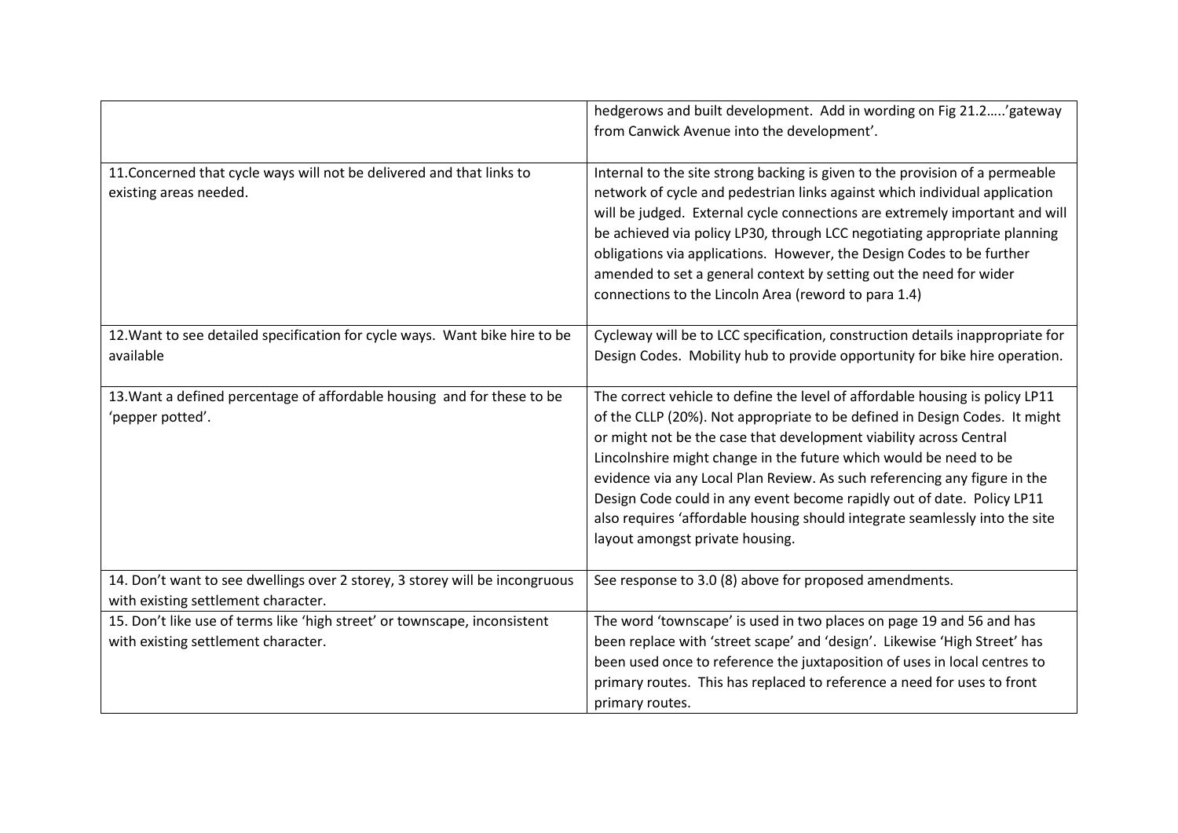| | |
|---|---|
| | hedgerows and built development. Add in wording on Fig 21.2…..'gateway from Canwick Avenue into the development'. |
| 11.Concerned that cycle ways will not be delivered and that links to existing areas needed. | Internal to the site strong backing is given to the provision of a permeable network of cycle and pedestrian links against which individual application will be judged. External cycle connections are extremely important and will be achieved via policy LP30, through LCC negotiating appropriate planning obligations via applications. However, the Design Codes to be further amended to set a general context by setting out the need for wider connections to the Lincoln Area (reword to para 1.4) |
| 12.Want to see detailed specification for cycle ways. Want bike hire to be available | Cycleway will be to LCC specification, construction details inappropriate for Design Codes. Mobility hub to provide opportunity for bike hire operation. |
| 13.Want a defined percentage of affordable housing and for these to be 'pepper potted'. | The correct vehicle to define the level of affordable housing is policy LP11 of the CLLP (20%). Not appropriate to be defined in Design Codes. It might or might not be the case that development viability across Central Lincolnshire might change in the future which would be need to be evidence via any Local Plan Review. As such referencing any figure in the Design Code could in any event become rapidly out of date. Policy LP11 also requires 'affordable housing should integrate seamlessly into the site layout amongst private housing. |
| 14. Don't want to see dwellings over 2 storey, 3 storey will be incongruous with existing settlement character. | See response to 3.0 (8) above for proposed amendments. |
| 15. Don't like use of terms like 'high street' or townscape, inconsistent with existing settlement character. | The word 'townscape' is used in two places on page 19 and 56 and has been replace with 'street scape' and 'design'. Likewise 'High Street' has been used once to reference the juxtaposition of uses in local centres to primary routes. This has replaced to reference a need for uses to front primary routes. |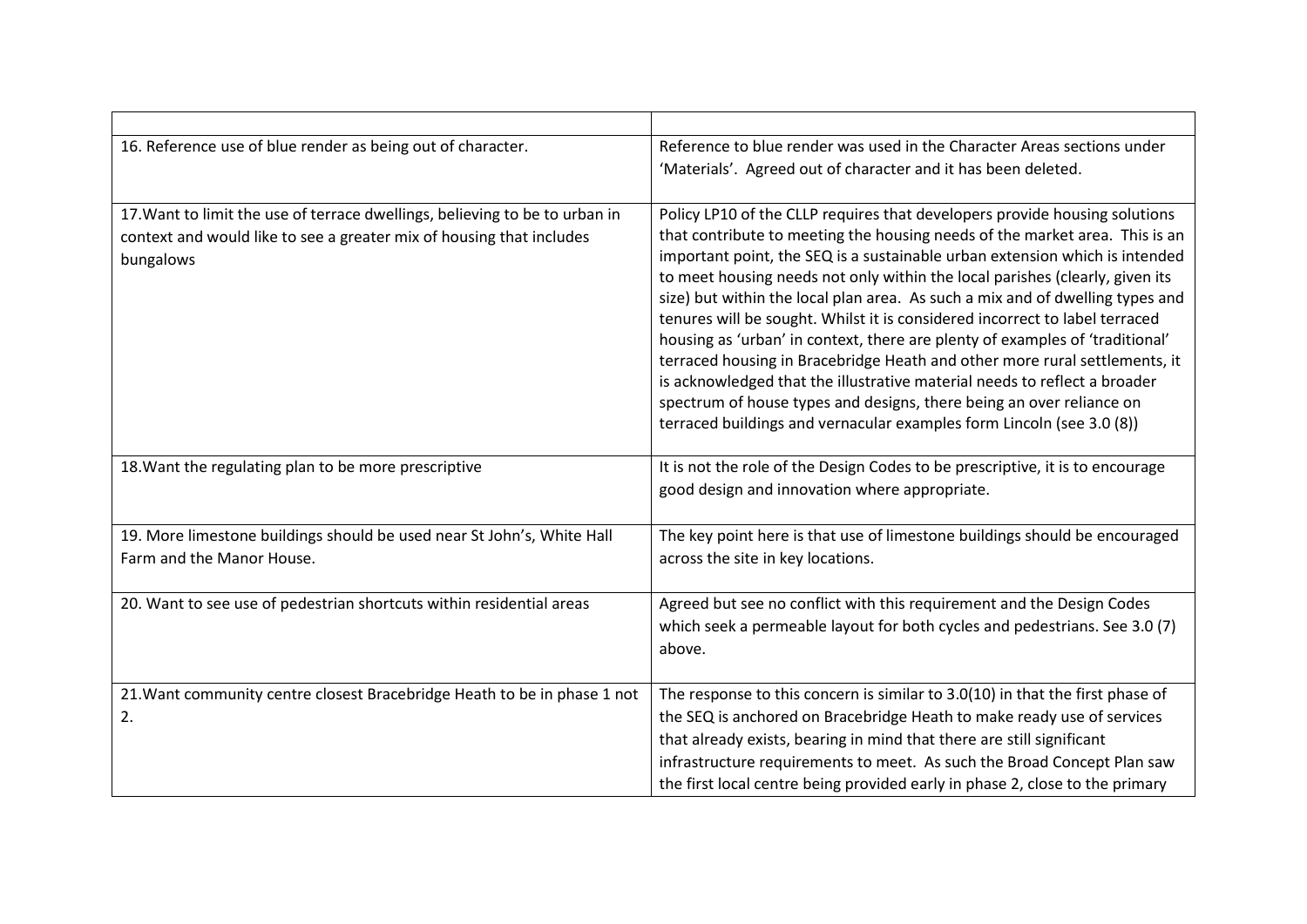| | |
|---|---|
| 16. Reference use of blue render as being out of character. | Reference to blue render was used in the Character Areas sections under 'Materials'. Agreed out of character and it has been deleted. |
| 17.Want to limit the use of terrace dwellings, believing to be to urban in context and would like to see a greater mix of housing that includes bungalows | Policy LP10 of the CLLP requires that developers provide housing solutions that contribute to meeting the housing needs of the market area. This is an important point, the SEQ is a sustainable urban extension which is intended to meet housing needs not only within the local parishes (clearly, given its size) but within the local plan area. As such a mix and of dwelling types and tenures will be sought. Whilst it is considered incorrect to label terraced housing as 'urban' in context, there are plenty of examples of 'traditional' terraced housing in Bracebridge Heath and other more rural settlements, it is acknowledged that the illustrative material needs to reflect a broader spectrum of house types and designs, there being an over reliance on terraced buildings and vernacular examples form Lincoln (see 3.0 (8)) |
| 18.Want the regulating plan to be more prescriptive | It is not the role of the Design Codes to be prescriptive, it is to encourage good design and innovation where appropriate. |
| 19. More limestone buildings should be used near St John's, White Hall Farm and the Manor House. | The key point here is that use of limestone buildings should be encouraged across the site in key locations. |
| 20. Want to see use of pedestrian shortcuts within residential areas | Agreed but see no conflict with this requirement and the Design Codes which seek a permeable layout for both cycles and pedestrians. See 3.0 (7) above. |
| 21.Want community centre closest Bracebridge Heath to be in phase 1 not 2. | The response to this concern is similar to 3.0(10) in that the first phase of the SEQ is anchored on Bracebridge Heath to make ready use of services that already exists, bearing in mind that there are still significant infrastructure requirements to meet. As such the Broad Concept Plan saw the first local centre being provided early in phase 2, close to the primary |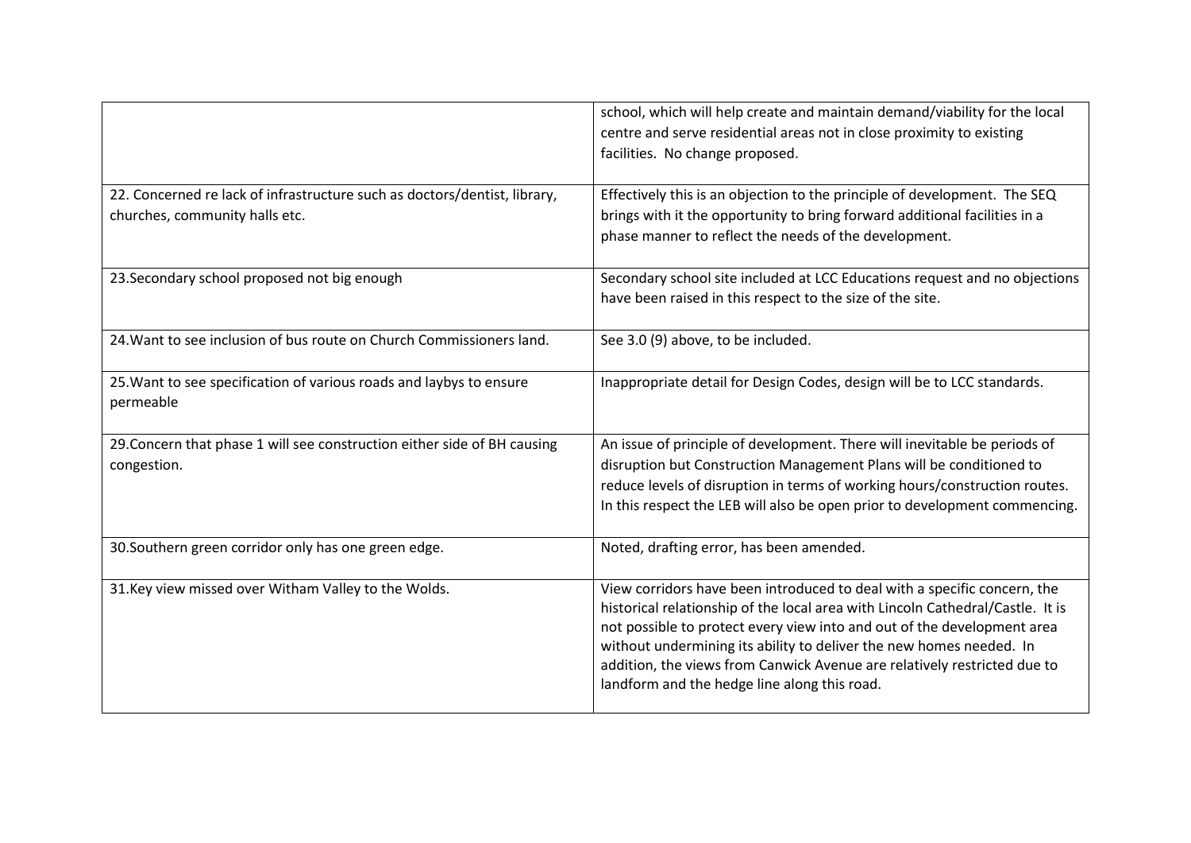| | |
|---|---|
| | school, which will help create and maintain demand/viability for the local centre and serve residential areas not in close proximity to existing facilities. No change proposed. |
| 22. Concerned re lack of infrastructure such as doctors/dentist, library, churches, community halls etc. | Effectively this is an objection to the principle of development. The SEQ brings with it the opportunity to bring forward additional facilities in a phase manner to reflect the needs of the development. |
| 23.Secondary school proposed not big enough | Secondary school site included at LCC Educations request and no objections have been raised in this respect to the size of the site. |
| 24.Want to see inclusion of bus route on Church Commissioners land. | See 3.0 (9) above, to be included. |
| 25.Want to see specification of various roads and laybys to ensure permeable | Inappropriate detail for Design Codes, design will be to LCC standards. |
| 29.Concern that phase 1 will see construction either side of BH causing congestion. | An issue of principle of development. There will inevitable be periods of disruption but Construction Management Plans will be conditioned to reduce levels of disruption in terms of working hours/construction routes. In this respect the LEB will also be open prior to development commencing. |
| 30.Southern green corridor only has one green edge. | Noted, drafting error, has been amended. |
| 31.Key view missed over Witham Valley to the Wolds. | View corridors have been introduced to deal with a specific concern, the historical relationship of the local area with Lincoln Cathedral/Castle. It is not possible to protect every view into and out of the development area without undermining its ability to deliver the new homes needed. In addition, the views from Canwick Avenue are relatively restricted due to landform and the hedge line along this road. |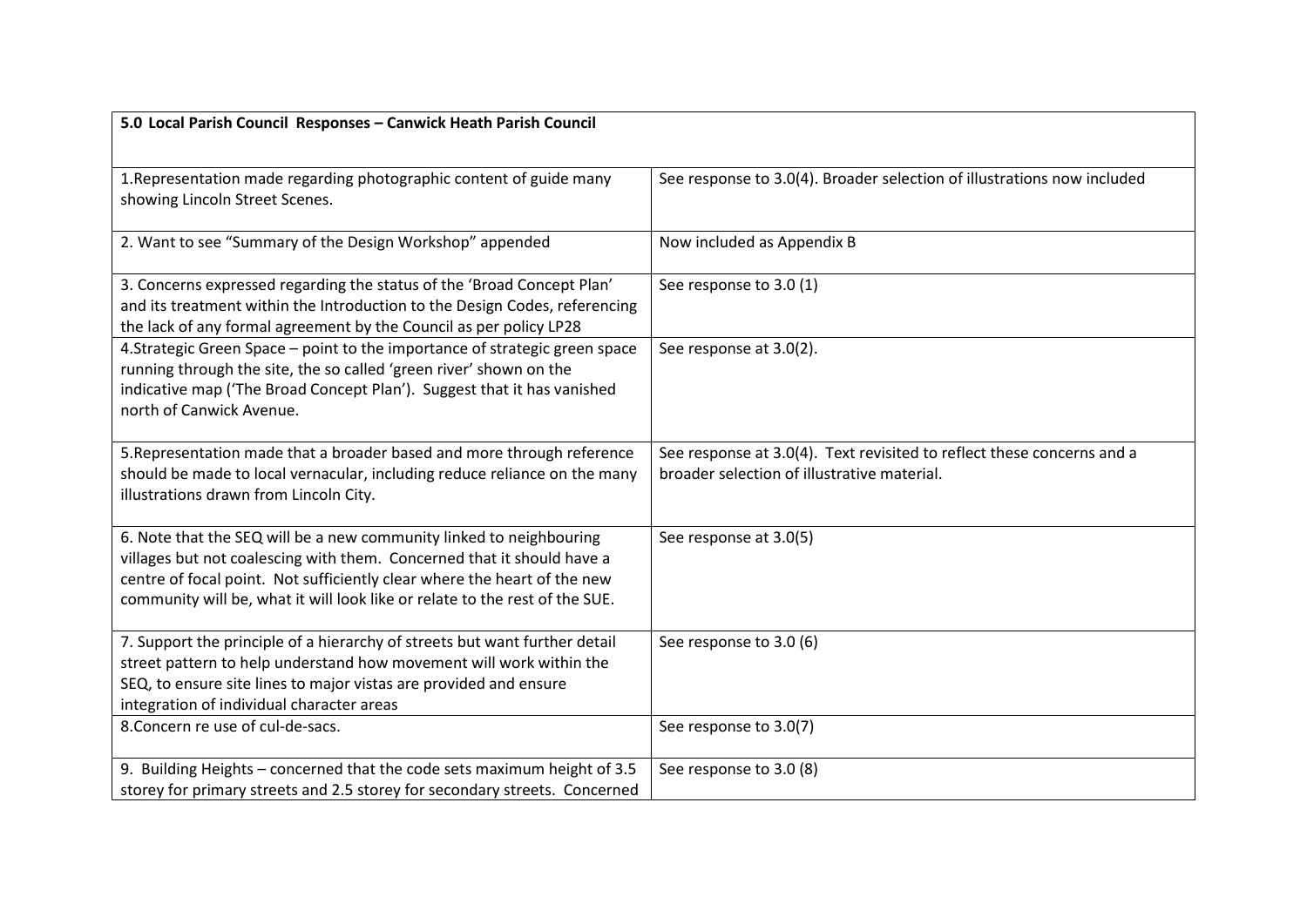| **5.0 Local Parish Council Responses – Canwick Heath Parish Council** | |
|---|---|
| 1.Representation made regarding photographic content of guide many showing Lincoln Street Scenes. | See response to 3.0(4). Broader selection of illustrations now included |
| 2. Want to see "Summary of the Design Workshop" appended | Now included as Appendix B |
| 3. Concerns expressed regarding the status of the 'Broad Concept Plan' and its treatment within the Introduction to the Design Codes, referencing the lack of any formal agreement by the Council as per policy LP28 | See response to 3.0 (1) |
| 4.Strategic Green Space – point to the importance of strategic green space running through the site, the so called 'green river' shown on the indicative map ('The Broad Concept Plan'). Suggest that it has vanished north of Canwick Avenue. | See response at 3.0(2). |
| 5.Representation made that a broader based and more through reference should be made to local vernacular, including reduce reliance on the many illustrations drawn from Lincoln City. | See response at 3.0(4). Text revisited to reflect these concerns and a broader selection of illustrative material. |
| 6. Note that the SEQ will be a new community linked to neighbouring villages but not coalescing with them. Concerned that it should have a centre of focal point. Not sufficiently clear where the heart of the new community will be, what it will look like or relate to the rest of the SUE. | See response at 3.0(5) |
| 7. Support the principle of a hierarchy of streets but want further detail street pattern to help understand how movement will work within the SEQ, to ensure site lines to major vistas are provided and ensure integration of individual character areas | See response to 3.0 (6) |
| 8.Concern re use of cul-de-sacs. | See response to 3.0(7) |
| 9. Building Heights – concerned that the code sets maximum height of 3.5 storey for primary streets and 2.5 storey for secondary streets. Concerned | See response to 3.0 (8) |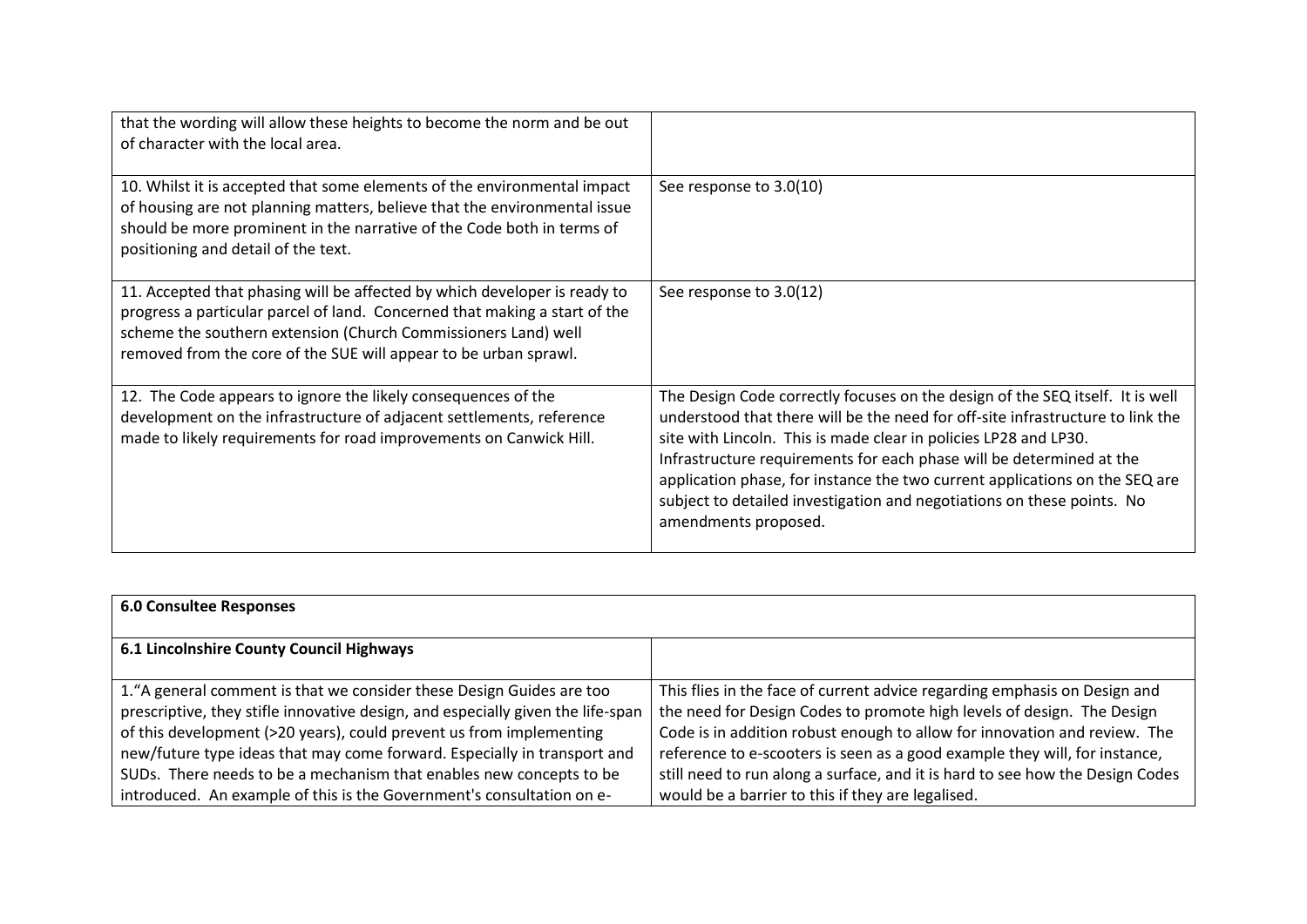| | |
|---|---|
| that the wording will allow these heights to become the norm and be out of character with the local area. | |
| 10. Whilst it is accepted that some elements of the environmental impact of housing are not planning matters, believe that the environmental issue should be more prominent in the narrative of the Code both in terms of positioning and detail of the text. | See response to 3.0(10) |
| 11. Accepted that phasing will be affected by which developer is ready to progress a particular parcel of land. Concerned that making a start of the scheme the southern extension (Church Commissioners Land) well removed from the core of the SUE will appear to be urban sprawl. | See response to 3.0(12) |
| 12. The Code appears to ignore the likely consequences of the development on the infrastructure of adjacent settlements, reference made to likely requirements for road improvements on Canwick Hill. | The Design Code correctly focuses on the design of the SEQ itself. It is well understood that there will be the need for off-site infrastructure to link the site with Lincoln. This is made clear in policies LP28 and LP30. Infrastructure requirements for each phase will be determined at the application phase, for instance the two current applications on the SEQ are subject to detailed investigation and negotiations on these points. No amendments proposed. |

| **6.0 Consultee Responses** | |
|---|---|
| **6.1 Lincolnshire County Council Highways** | |
| 1."A general comment is that we consider these Design Guides are too prescriptive, they stifle innovative design, and especially given the life-span of this development (>20 years), could prevent us from implementing new/future type ideas that may come forward. Especially in transport and SUDs. There needs to be a mechanism that enables new concepts to be introduced. An example of this is the Government's consultation on e- | This flies in the face of current advice regarding emphasis on Design and the need for Design Codes to promote high levels of design. The Design Code is in addition robust enough to allow for innovation and review. The reference to e-scooters is seen as a good example they will, for instance, still need to run along a surface, and it is hard to see how the Design Codes would be a barrier to this if they are legalised. |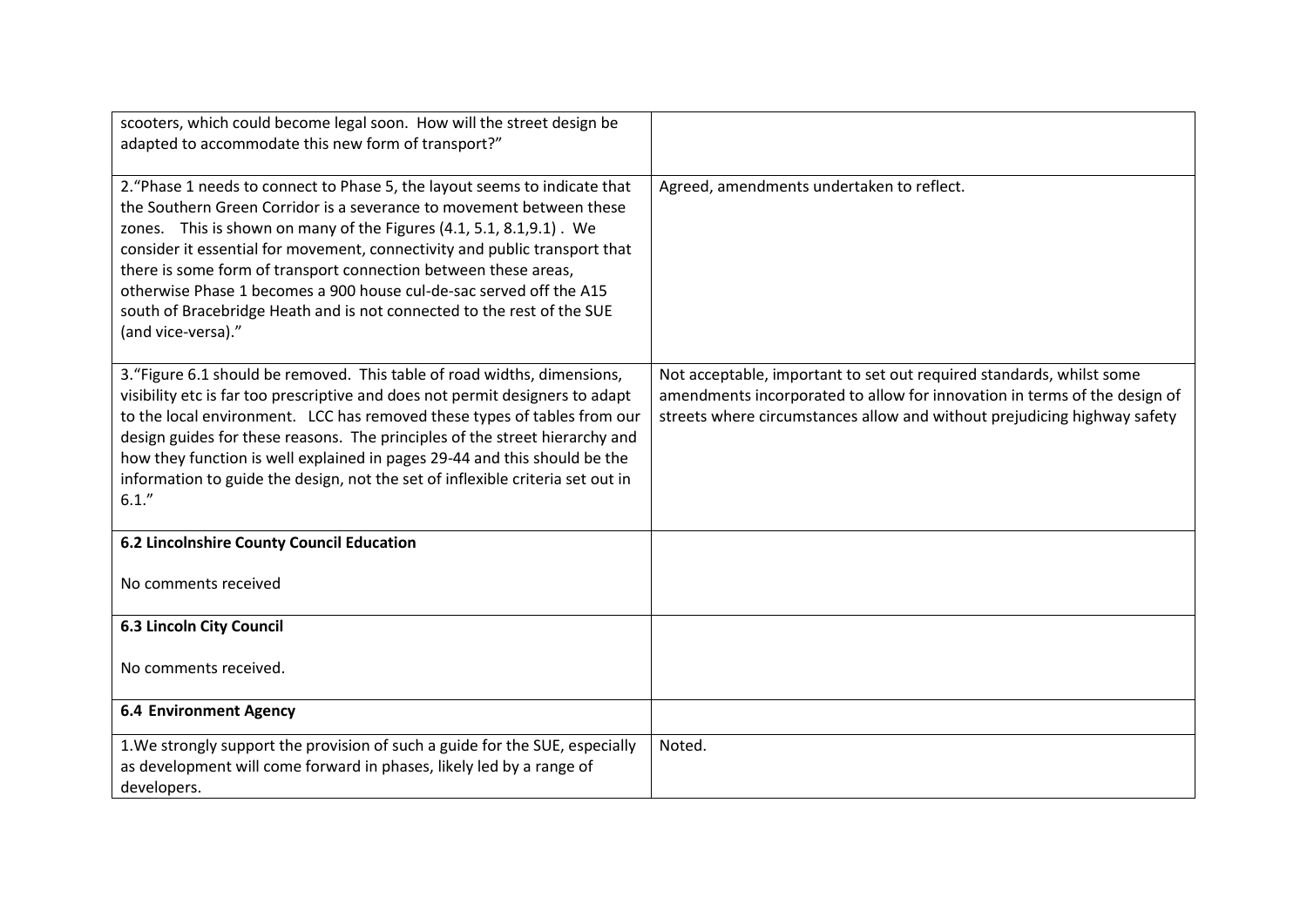| | |
|---|---|
| scooters, which could become legal soon. How will the street design be adapted to accommodate this new form of transport?" | |
| 2."Phase 1 needs to connect to Phase 5, the layout seems to indicate that the Southern Green Corridor is a severance to movement between these zones. This is shown on many of the Figures (4.1, 5.1, 8.1,9.1) . We consider it essential for movement, connectivity and public transport that there is some form of transport connection between these areas, otherwise Phase 1 becomes a 900 house cul-de-sac served off the A15 south of Bracebridge Heath and is not connected to the rest of the SUE (and vice-versa)." | Agreed, amendments undertaken to reflect. |
| 3."Figure 6.1 should be removed. This table of road widths, dimensions, visibility etc is far too prescriptive and does not permit designers to adapt to the local environment. LCC has removed these types of tables from our design guides for these reasons. The principles of the street hierarchy and how they function is well explained in pages 29-44 and this should be the information to guide the design, not the set of inflexible criteria set out in 6.1." | Not acceptable, important to set out required standards, whilst some amendments incorporated to allow for innovation in terms of the design of streets where circumstances allow and without prejudicing highway safety |
| **6.2 Lincolnshire County Council Education**<br><br>No comments received | |
| **6.3 Lincoln City Council**<br><br>No comments received. | |
| **6.4 Environment Agency** | |
| 1.We strongly support the provision of such a guide for the SUE, especially as development will come forward in phases, likely led by a range of developers. | Noted. |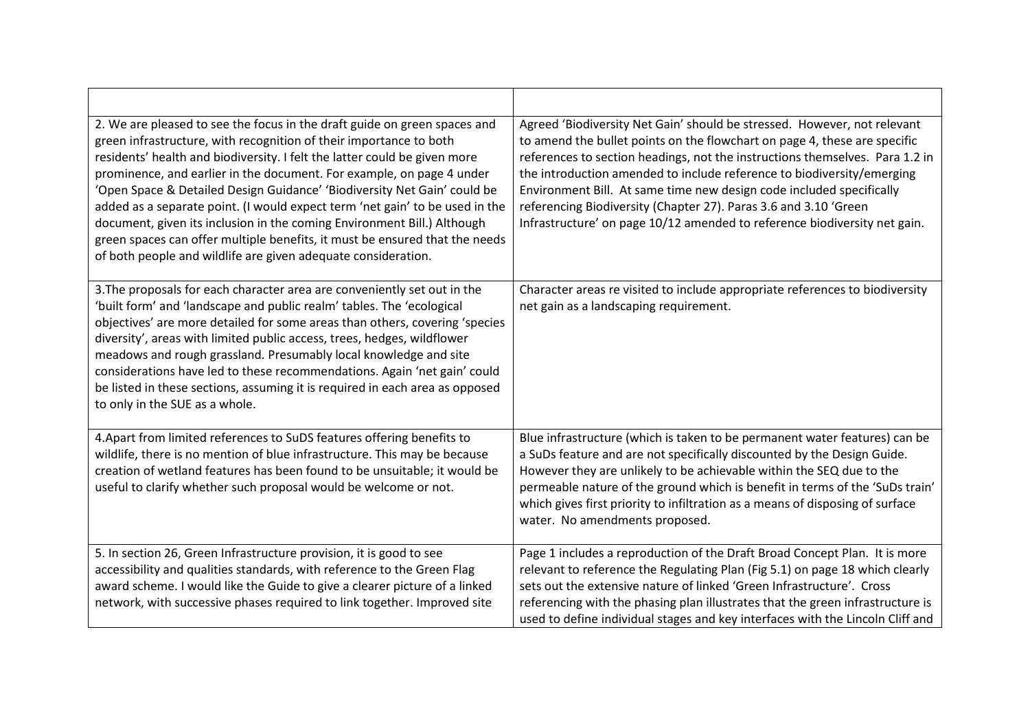| | |
|---|---|
| 2. We are pleased to see the focus in the draft guide on green spaces and green infrastructure, with recognition of their importance to both residents' health and biodiversity. I felt the latter could be given more prominence, and earlier in the document. For example, on page 4 under 'Open Space & Detailed Design Guidance' 'Biodiversity Net Gain' could be added as a separate point. (I would expect term 'net gain' to be used in the document, given its inclusion in the coming Environment Bill.) Although green spaces can offer multiple benefits, it must be ensured that the needs of both people and wildlife are given adequate consideration. | Agreed 'Biodiversity Net Gain' should be stressed. However, not relevant to amend the bullet points on the flowchart on page 4, these are specific references to section headings, not the instructions themselves. Para 1.2 in the introduction amended to include reference to biodiversity/emerging Environment Bill. At same time new design code included specifically referencing Biodiversity (Chapter 27). Paras 3.6 and 3.10 'Green Infrastructure' on page 10/12 amended to reference biodiversity net gain. |
| 3.The proposals for each character area are conveniently set out in the 'built form' and 'landscape and public realm' tables. The 'ecological objectives' are more detailed for some areas than others, covering 'species diversity', areas with limited public access, trees, hedges, wildflower meadows and rough grassland. Presumably local knowledge and site considerations have led to these recommendations. Again 'net gain' could be listed in these sections, assuming it is required in each area as opposed to only in the SUE as a whole. | Character areas re visited to include appropriate references to biodiversity net gain as a landscaping requirement. |
| 4.Apart from limited references to SuDS features offering benefits to wildlife, there is no mention of blue infrastructure. This may be because creation of wetland features has been found to be unsuitable; it would be useful to clarify whether such proposal would be welcome or not. | Blue infrastructure (which is taken to be permanent water features) can be a SuDs feature and are not specifically discounted by the Design Guide. However they are unlikely to be achievable within the SEQ due to the permeable nature of the ground which is benefit in terms of the 'SuDs train' which gives first priority to infiltration as a means of disposing of surface water. No amendments proposed. |
| 5. In section 26, Green Infrastructure provision, it is good to see accessibility and qualities standards, with reference to the Green Flag award scheme. I would like the Guide to give a clearer picture of a linked network, with successive phases required to link together. Improved site | Page 1 includes a reproduction of the Draft Broad Concept Plan. It is more relevant to reference the Regulating Plan (Fig 5.1) on page 18 which clearly sets out the extensive nature of linked 'Green Infrastructure'. Cross referencing with the phasing plan illustrates that the green infrastructure is used to define individual stages and key interfaces with the Lincoln Cliff and |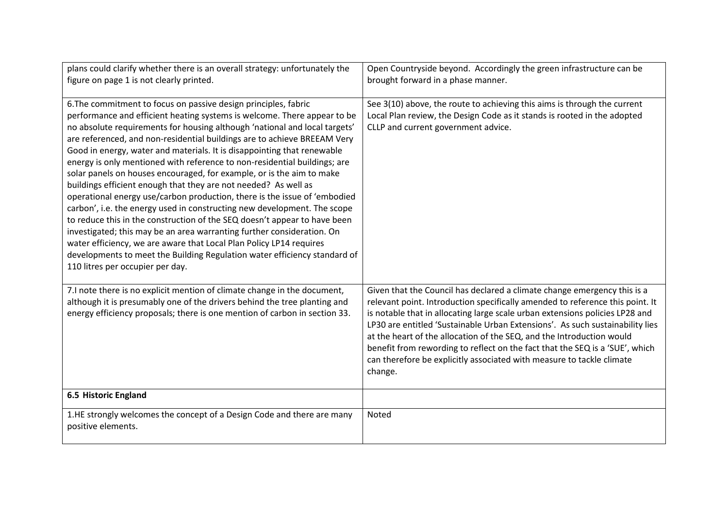| | |
|---|---|
| plans could clarify whether there is an overall strategy: unfortunately the figure on page 1 is not clearly printed. | Open Countryside beyond. Accordingly the green infrastructure can be brought forward in a phase manner. |
| 6.The commitment to focus on passive design principles, fabric performance and efficient heating systems is welcome. There appear to be no absolute requirements for housing although 'national and local targets' are referenced, and non-residential buildings are to achieve BREEAM Very Good in energy, water and materials. It is disappointing that renewable energy is only mentioned with reference to non-residential buildings; are solar panels on houses encouraged, for example, or is the aim to make buildings efficient enough that they are not needed? As well as operational energy use/carbon production, there is the issue of 'embodied carbon', i.e. the energy used in constructing new development. The scope to reduce this in the construction of the SEQ doesn't appear to have been investigated; this may be an area warranting further consideration. On water efficiency, we are aware that Local Plan Policy LP14 requires developments to meet the Building Regulation water efficiency standard of 110 litres per occupier per day. | See 3(10) above, the route to achieving this aims is through the current Local Plan review, the Design Code as it stands is rooted in the adopted CLLP and current government advice. |
| 7.I note there is no explicit mention of climate change in the document, although it is presumably one of the drivers behind the tree planting and energy efficiency proposals; there is one mention of carbon in section 33. | Given that the Council has declared a climate change emergency this is a relevant point. Introduction specifically amended to reference this point. It is notable that in allocating large scale urban extensions policies LP28 and LP30 are entitled 'Sustainable Urban Extensions'. As such sustainability lies at the heart of the allocation of the SEQ, and the Introduction would benefit from rewording to reflect on the fact that the SEQ is a 'SUE', which can therefore be explicitly associated with measure to tackle climate change. |
| **6.5 Historic England** | |
| 1.HE strongly welcomes the concept of a Design Code and there are many positive elements. | Noted |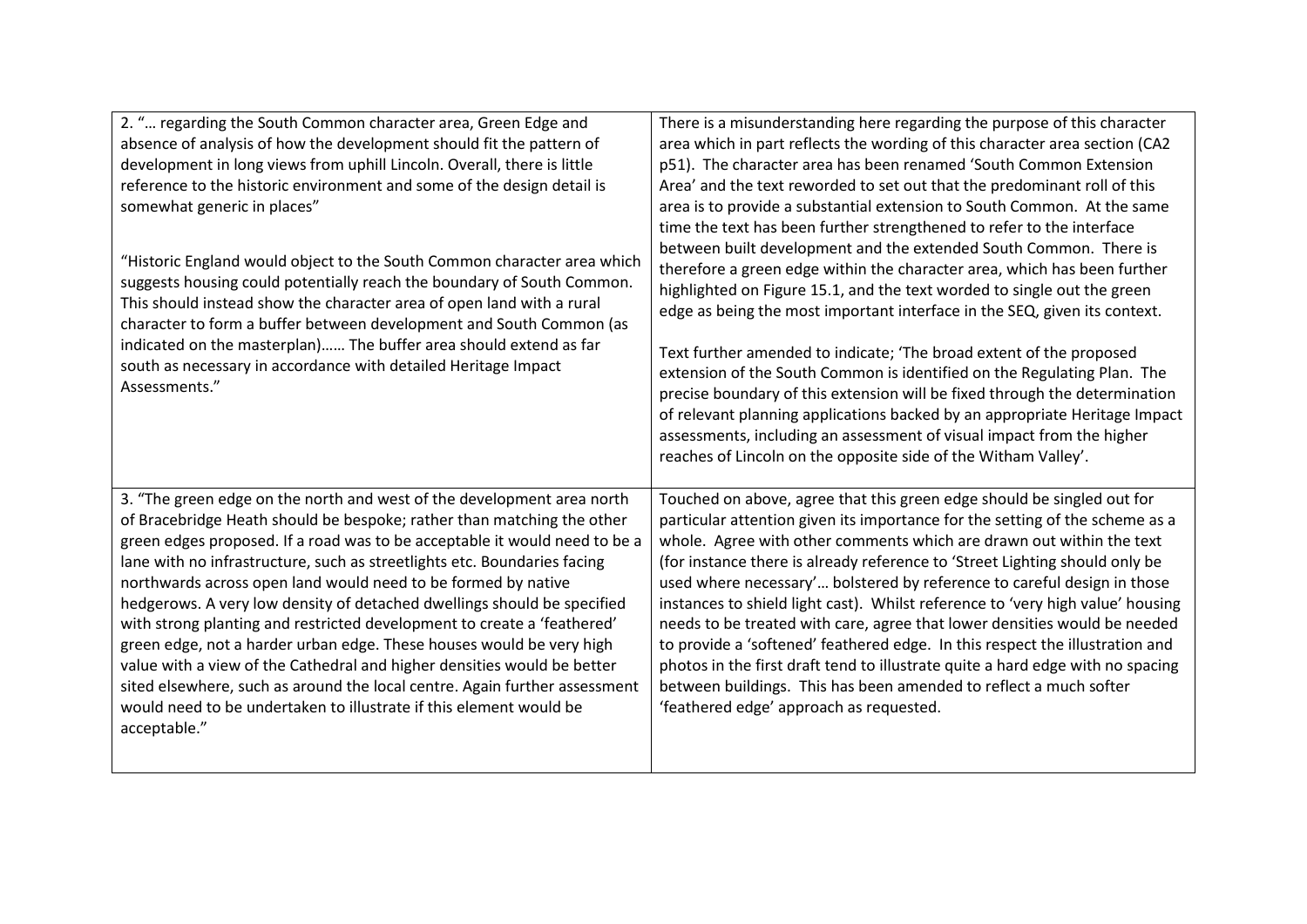| | |
|---|---|
| 2. "… regarding the South Common character area, Green Edge and absence of analysis of how the development should fit the pattern of development in long views from uphill Lincoln. Overall, there is little reference to the historic environment and some of the design detail is somewhat generic in places"<br><br>"Historic England would object to the South Common character area which suggests housing could potentially reach the boundary of South Common. This should instead show the character area of open land with a rural character to form a buffer between development and South Common (as indicated on the masterplan)…… The buffer area should extend as far south as necessary in accordance with detailed Heritage Impact Assessments." | There is a misunderstanding here regarding the purpose of this character area which in part reflects the wording of this character area section (CA2 p51). The character area has been renamed 'South Common Extension Area' and the text reworded to set out that the predominant roll of this area is to provide a substantial extension to South Common. At the same time the text has been further strengthened to refer to the interface between built development and the extended South Common. There is therefore a green edge within the character area, which has been further highlighted on Figure 15.1, and the text worded to single out the green edge as being the most important interface in the SEQ, given its context.<br><br>Text further amended to indicate; 'The broad extent of the proposed extension of the South Common is identified on the Regulating Plan. The precise boundary of this extension will be fixed through the determination of relevant planning applications backed by an appropriate Heritage Impact assessments, including an assessment of visual impact from the higher reaches of Lincoln on the opposite side of the Witham Valley'. |
| 3. "The green edge on the north and west of the development area north of Bracebridge Heath should be bespoke; rather than matching the other green edges proposed. If a road was to be acceptable it would need to be a lane with no infrastructure, such as streetlights etc. Boundaries facing northwards across open land would need to be formed by native hedgerows. A very low density of detached dwellings should be specified with strong planting and restricted development to create a 'feathered' green edge, not a harder urban edge. These houses would be very high value with a view of the Cathedral and higher densities would be better sited elsewhere, such as around the local centre. Again further assessment would need to be undertaken to illustrate if this element would be acceptable." | Touched on above, agree that this green edge should be singled out for particular attention given its importance for the setting of the scheme as a whole. Agree with other comments which are drawn out within the text (for instance there is already reference to 'Street Lighting should only be used where necessary'… bolstered by reference to careful design in those instances to shield light cast). Whilst reference to 'very high value' housing needs to be treated with care, agree that lower densities would be needed to provide a 'softened' feathered edge. In this respect the illustration and photos in the first draft tend to illustrate quite a hard edge with no spacing between buildings. This has been amended to reflect a much softer 'feathered edge' approach as requested. |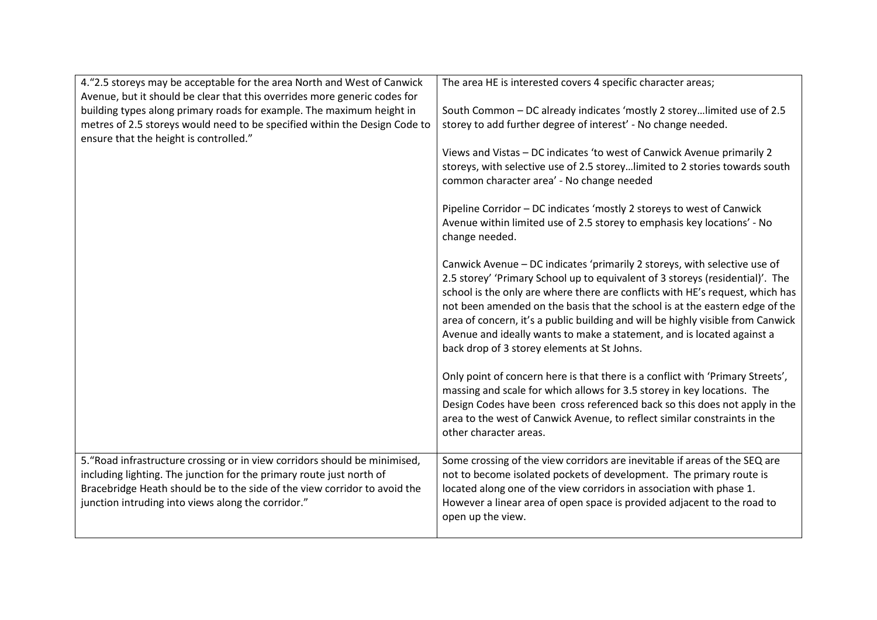| | |
|---|---|
| 4."2.5 storeys may be acceptable for the area North and West of Canwick Avenue, but it should be clear that this overrides more generic codes for building types along primary roads for example. The maximum height in metres of 2.5 storeys would need to be specified within the Design Code to ensure that the height is controlled." | The area HE is interested covers 4 specific character areas;<br><br>South Common – DC already indicates 'mostly 2 storey…limited use of 2.5 storey to add further degree of interest' - No change needed.<br><br>Views and Vistas – DC indicates 'to west of Canwick Avenue primarily 2 storeys, with selective use of 2.5 storey…limited to 2 stories towards south common character area' - No change needed<br><br>Pipeline Corridor – DC indicates 'mostly 2 storeys to west of Canwick Avenue within limited use of 2.5 storey to emphasis key locations' - No change needed.<br><br>Canwick Avenue – DC indicates 'primarily 2 storeys, with selective use of 2.5 storey' 'Primary School up to equivalent of 3 storeys (residential)'. The school is the only are where there are conflicts with HE's request, which has not been amended on the basis that the school is at the eastern edge of the area of concern, it's a public building and will be highly visible from Canwick Avenue and ideally wants to make a statement, and is located against a back drop of 3 storey elements at St Johns.<br><br>Only point of concern here is that there is a conflict with 'Primary Streets', massing and scale for which allows for 3.5 storey in key locations. The Design Codes have been cross referenced back so this does not apply in the area to the west of Canwick Avenue, to reflect similar constraints in the other character areas. |
| 5."Road infrastructure crossing or in view corridors should be minimised, including lighting. The junction for the primary route just north of Bracebridge Heath should be to the side of the view corridor to avoid the junction intruding into views along the corridor." | Some crossing of the view corridors are inevitable if areas of the SEQ are not to become isolated pockets of development. The primary route is located along one of the view corridors in association with phase 1. However a linear area of open space is provided adjacent to the road to open up the view. |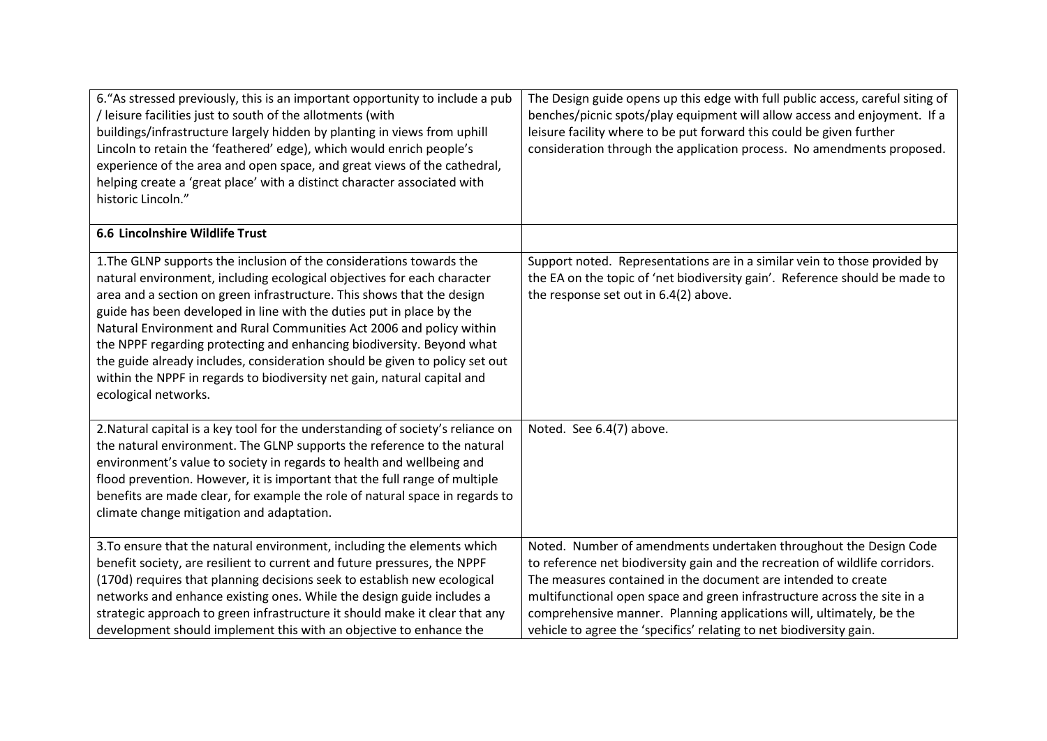| | |
|---|---|
| 6."As stressed previously, this is an important opportunity to include a pub / leisure facilities just to south of the allotments (with buildings/infrastructure largely hidden by planting in views from uphill Lincoln to retain the 'feathered' edge), which would enrich people's experience of the area and open space, and great views of the cathedral, helping create a 'great place' with a distinct character associated with historic Lincoln." | The Design guide opens up this edge with full public access, careful siting of benches/picnic spots/play equipment will allow access and enjoyment. If a leisure facility where to be put forward this could be given further consideration through the application process. No amendments proposed. |
| **6.6 Lincolnshire Wildlife Trust** | |
| 1.The GLNP supports the inclusion of the considerations towards the natural environment, including ecological objectives for each character area and a section on green infrastructure. This shows that the design guide has been developed in line with the duties put in place by the Natural Environment and Rural Communities Act 2006 and policy within the NPPF regarding protecting and enhancing biodiversity. Beyond what the guide already includes, consideration should be given to policy set out within the NPPF in regards to biodiversity net gain, natural capital and ecological networks. | Support noted. Representations are in a similar vein to those provided by the EA on the topic of 'net biodiversity gain'. Reference should be made to the response set out in 6.4(2) above. |
| 2.Natural capital is a key tool for the understanding of society's reliance on the natural environment. The GLNP supports the reference to the natural environment's value to society in regards to health and wellbeing and flood prevention. However, it is important that the full range of multiple benefits are made clear, for example the role of natural space in regards to climate change mitigation and adaptation. | Noted. See 6.4(7) above. |
| 3.To ensure that the natural environment, including the elements which benefit society, are resilient to current and future pressures, the NPPF (170d) requires that planning decisions seek to establish new ecological networks and enhance existing ones. While the design guide includes a strategic approach to green infrastructure it should make it clear that any development should implement this with an objective to enhance the | Noted. Number of amendments undertaken throughout the Design Code to reference net biodiversity gain and the recreation of wildlife corridors. The measures contained in the document are intended to create multifunctional open space and green infrastructure across the site in a comprehensive manner. Planning applications will, ultimately, be the vehicle to agree the 'specifics' relating to net biodiversity gain. |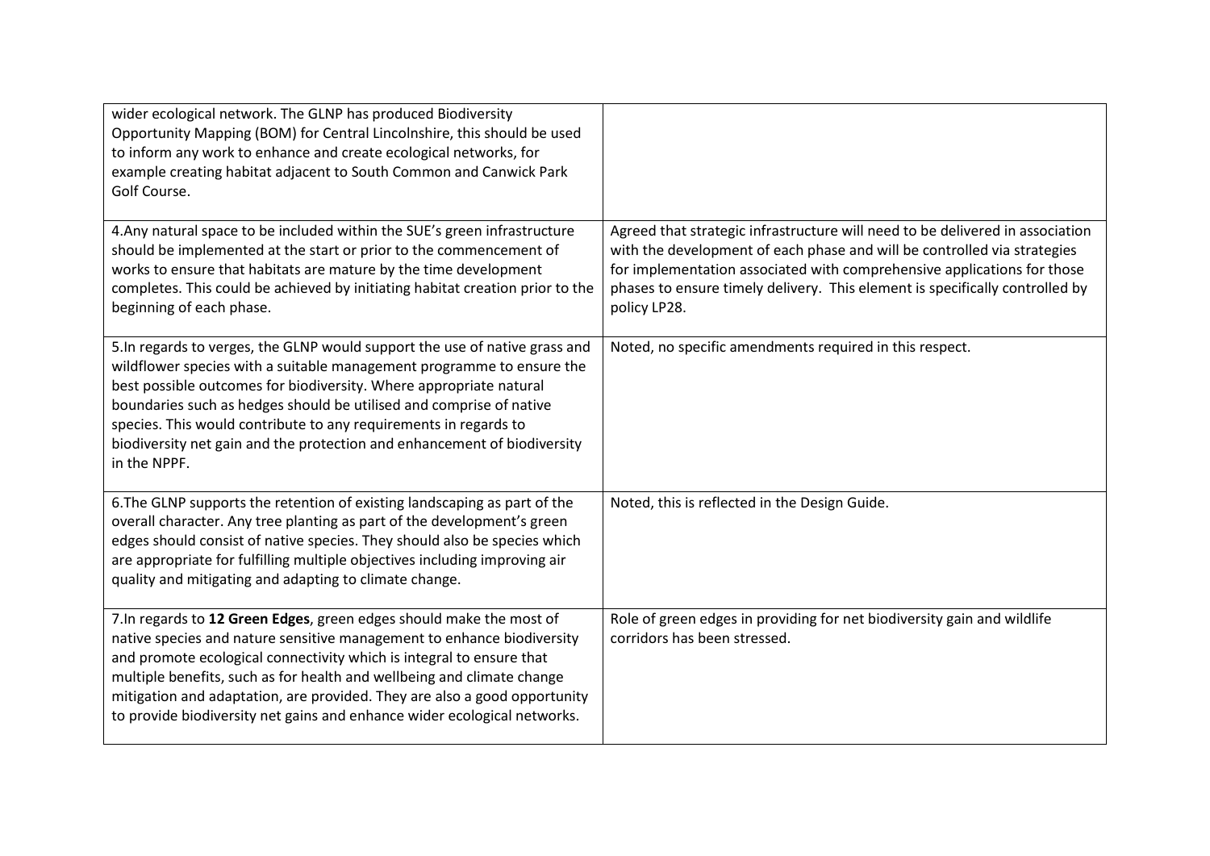| | |
|---|---|
| wider ecological network. The GLNP has produced Biodiversity Opportunity Mapping (BOM) for Central Lincolnshire, this should be used to inform any work to enhance and create ecological networks, for example creating habitat adjacent to South Common and Canwick Park Golf Course. | |
| 4.Any natural space to be included within the SUE's green infrastructure should be implemented at the start or prior to the commencement of works to ensure that habitats are mature by the time development completes. This could be achieved by initiating habitat creation prior to the beginning of each phase. | Agreed that strategic infrastructure will need to be delivered in association with the development of each phase and will be controlled via strategies for implementation associated with comprehensive applications for those phases to ensure timely delivery. This element is specifically controlled by policy LP28. |
| 5.In regards to verges, the GLNP would support the use of native grass and wildflower species with a suitable management programme to ensure the best possible outcomes for biodiversity. Where appropriate natural boundaries such as hedges should be utilised and comprise of native species. This would contribute to any requirements in regards to biodiversity net gain and the protection and enhancement of biodiversity in the NPPF. | Noted, no specific amendments required in this respect. |
| 6.The GLNP supports the retention of existing landscaping as part of the overall character. Any tree planting as part of the development's green edges should consist of native species. They should also be species which are appropriate for fulfilling multiple objectives including improving air quality and mitigating and adapting to climate change. | Noted, this is reflected in the Design Guide. |
| 7.In regards to **12 Green Edges**, green edges should make the most of native species and nature sensitive management to enhance biodiversity and promote ecological connectivity which is integral to ensure that multiple benefits, such as for health and wellbeing and climate change mitigation and adaptation, are provided. They are also a good opportunity to provide biodiversity net gains and enhance wider ecological networks. | Role of green edges in providing for net biodiversity gain and wildlife corridors has been stressed. |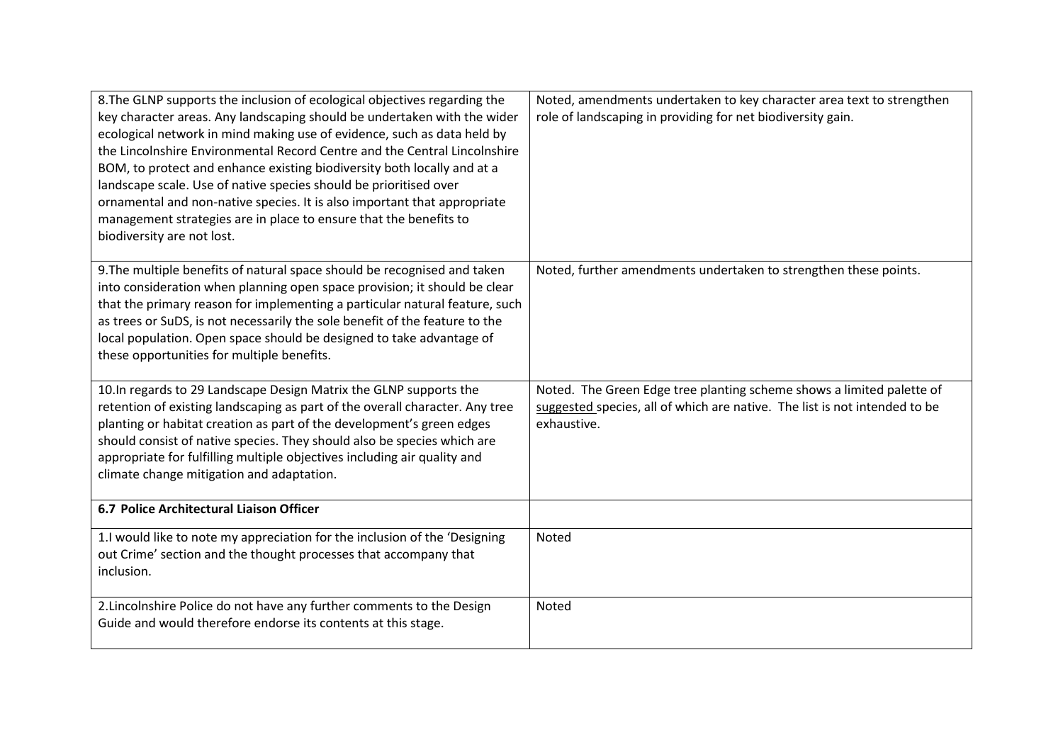| | |
|---|---|
| 8.The GLNP supports the inclusion of ecological objectives regarding the key character areas. Any landscaping should be undertaken with the wider ecological network in mind making use of evidence, such as data held by the Lincolnshire Environmental Record Centre and the Central Lincolnshire BOM, to protect and enhance existing biodiversity both locally and at a landscape scale. Use of native species should be prioritised over ornamental and non-native species. It is also important that appropriate management strategies are in place to ensure that the benefits to biodiversity are not lost. | Noted, amendments undertaken to key character area text to strengthen role of landscaping in providing for net biodiversity gain. |
| 9.The multiple benefits of natural space should be recognised and taken into consideration when planning open space provision; it should be clear that the primary reason for implementing a particular natural feature, such as trees or SuDS, is not necessarily the sole benefit of the feature to the local population. Open space should be designed to take advantage of these opportunities for multiple benefits. | Noted, further amendments undertaken to strengthen these points. |
| 10.In regards to 29 Landscape Design Matrix the GLNP supports the retention of existing landscaping as part of the overall character. Any tree planting or habitat creation as part of the development's green edges should consist of native species. They should also be species which are appropriate for fulfilling multiple objectives including air quality and climate change mitigation and adaptation. | Noted. The Green Edge tree planting scheme shows a limited palette of suggested species, all of which are native. The list is not intended to be exhaustive. |
| **6.7 Police Architectural Liaison Officer** | |
| 1.I would like to note my appreciation for the inclusion of the 'Designing out Crime' section and the thought processes that accompany that inclusion. | Noted |
| 2.Lincolnshire Police do not have any further comments to the Design Guide and would therefore endorse its contents at this stage. | Noted |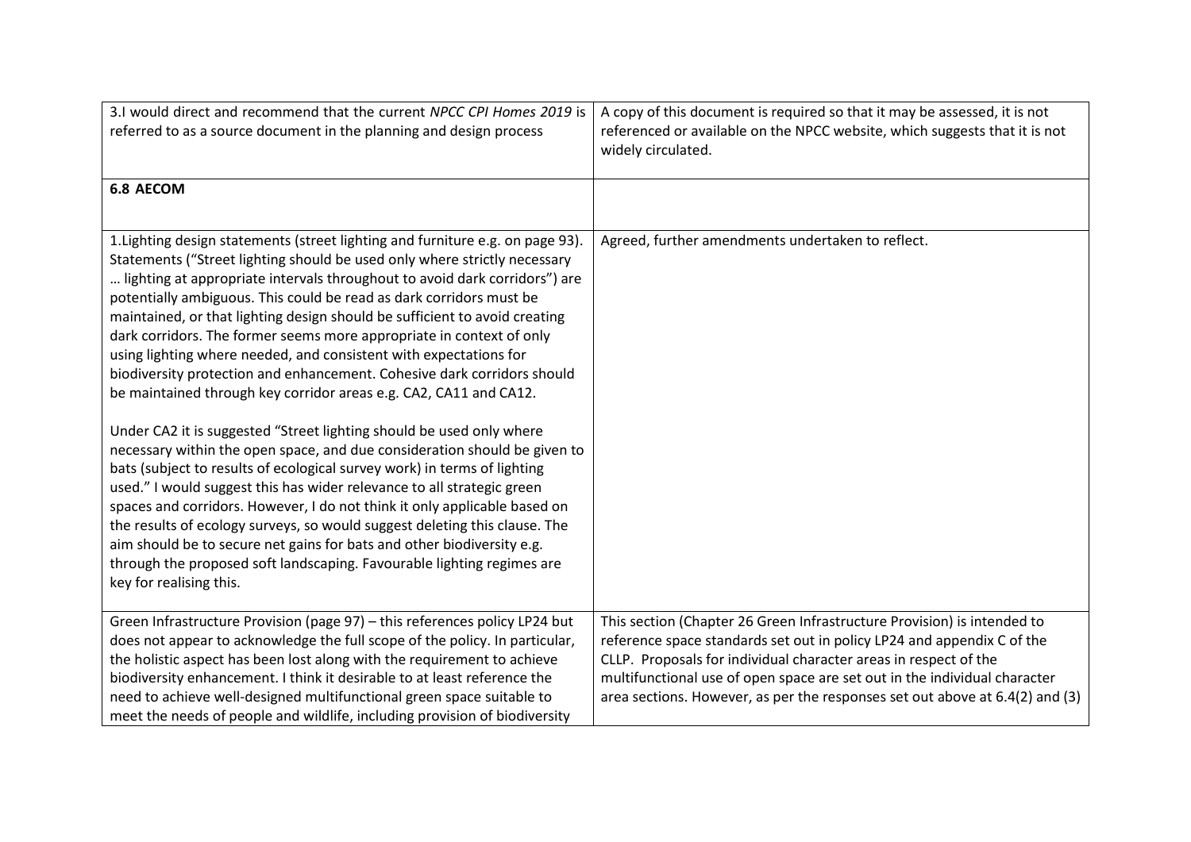| | |
|---|---|
| 3.I would direct and recommend that the current *NPCC CPI Homes 2019* is referred to as a source document in the planning and design process | A copy of this document is required so that it may be assessed, it is not referenced or available on the NPCC website, which suggests that it is not widely circulated. |
| **6.8 AECOM** | |
| 1.Lighting design statements (street lighting and furniture e.g. on page 93). Statements ("Street lighting should be used only where strictly necessary … lighting at appropriate intervals throughout to avoid dark corridors") are potentially ambiguous. This could be read as dark corridors must be maintained, or that lighting design should be sufficient to avoid creating dark corridors. The former seems more appropriate in context of only using lighting where needed, and consistent with expectations for biodiversity protection and enhancement. Cohesive dark corridors should be maintained through key corridor areas e.g. CA2, CA11 and CA12.<br><br>Under CA2 it is suggested "Street lighting should be used only where necessary within the open space, and due consideration should be given to bats (subject to results of ecological survey work) in terms of lighting used." I would suggest this has wider relevance to all strategic green spaces and corridors. However, I do not think it only applicable based on the results of ecology surveys, so would suggest deleting this clause. The aim should be to secure net gains for bats and other biodiversity e.g. through the proposed soft landscaping. Favourable lighting regimes are key for realising this. | Agreed, further amendments undertaken to reflect. |
| Green Infrastructure Provision (page 97) – this references policy LP24 but does not appear to acknowledge the full scope of the policy. In particular, the holistic aspect has been lost along with the requirement to achieve biodiversity enhancement. I think it desirable to at least reference the need to achieve well-designed multifunctional green space suitable to meet the needs of people and wildlife, including provision of biodiversity | This section (Chapter 26 Green Infrastructure Provision) is intended to reference space standards set out in policy LP24 and appendix C of the CLLP. Proposals for individual character areas in respect of the multifunctional use of open space are set out in the individual character area sections. However, as per the responses set out above at 6.4(2) and (3) |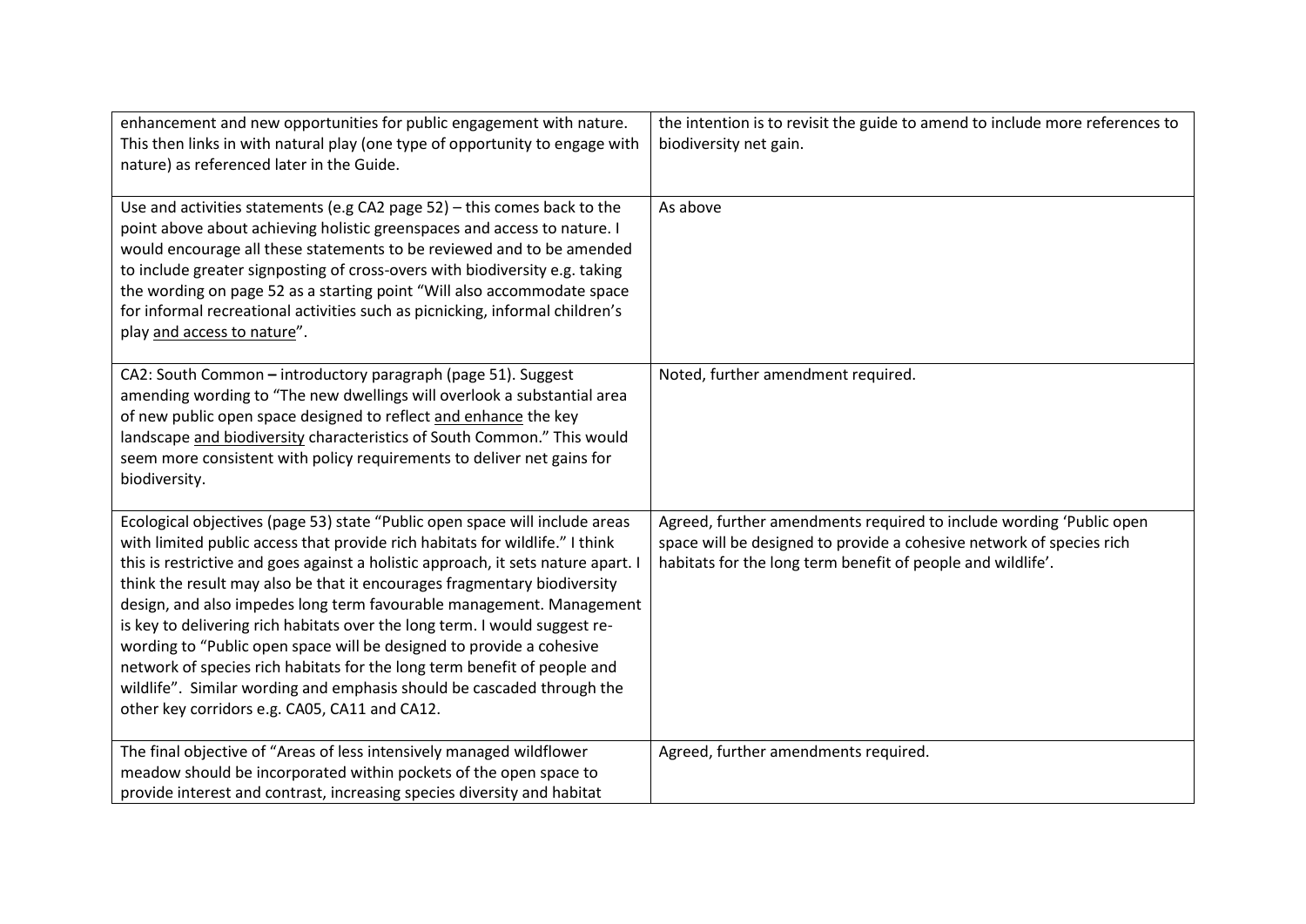| | |
|---|---|
| enhancement and new opportunities for public engagement with nature. This then links in with natural play (one type of opportunity to engage with nature) as referenced later in the Guide. | the intention is to revisit the guide to amend to include more references to biodiversity net gain. |
| Use and activities statements (e.g CA2 page 52) – this comes back to the point above about achieving holistic greenspaces and access to nature. I would encourage all these statements to be reviewed and to be amended to include greater signposting of cross-overs with biodiversity e.g. taking the wording on page 52 as a starting point "Will also accommodate space for informal recreational activities such as picnicking, informal children's play <u>and access to nature</u>". | As above |
| CA2: South Common **–** introductory paragraph (page 51). Suggest amending wording to "The new dwellings will overlook a substantial area of new public open space designed to reflect <u>and enhance</u> the key landscape <u>and biodiversity</u> characteristics of South Common." This would seem more consistent with policy requirements to deliver net gains for biodiversity. | Noted, further amendment required. |
| Ecological objectives (page 53) state "Public open space will include areas with limited public access that provide rich habitats for wildlife." I think this is restrictive and goes against a holistic approach, it sets nature apart. I think the result may also be that it encourages fragmentary biodiversity design, and also impedes long term favourable management. Management is key to delivering rich habitats over the long term. I would suggest re-wording to "Public open space will be designed to provide a cohesive network of species rich habitats for the long term benefit of people and wildlife". Similar wording and emphasis should be cascaded through the other key corridors e.g. CA05, CA11 and CA12. | Agreed, further amendments required to include wording 'Public open space will be designed to provide a cohesive network of species rich habitats for the long term benefit of people and wildlife'. |
| The final objective of "Areas of less intensively managed wildflower meadow should be incorporated within pockets of the open space to provide interest and contrast, increasing species diversity and habitat | Agreed, further amendments required. |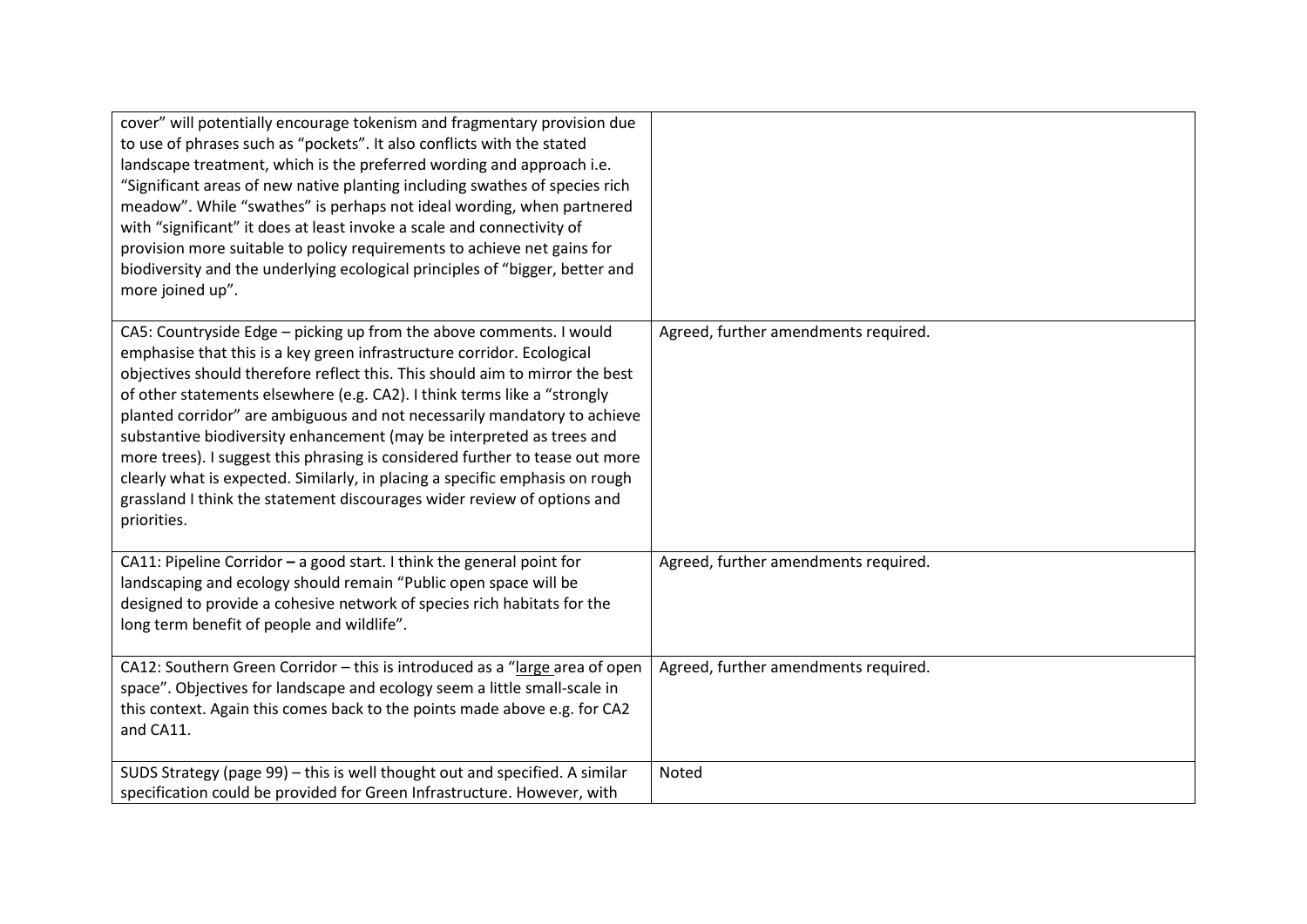| | |
|---|---|
| cover" will potentially encourage tokenism and fragmentary provision due to use of phrases such as "pockets". It also conflicts with the stated landscape treatment, which is the preferred wording and approach i.e. "Significant areas of new native planting including swathes of species rich meadow". While "swathes" is perhaps not ideal wording, when partnered with "significant" it does at least invoke a scale and connectivity of provision more suitable to policy requirements to achieve net gains for biodiversity and the underlying ecological principles of "bigger, better and more joined up". | |
| CA5: Countryside Edge – picking up from the above comments. I would emphasise that this is a key green infrastructure corridor. Ecological objectives should therefore reflect this. This should aim to mirror the best of other statements elsewhere (e.g. CA2). I think terms like a "strongly planted corridor" are ambiguous and not necessarily mandatory to achieve substantive biodiversity enhancement (may be interpreted as trees and more trees). I suggest this phrasing is considered further to tease out more clearly what is expected. Similarly, in placing a specific emphasis on rough grassland I think the statement discourages wider review of options and priorities. | Agreed, further amendments required. |
| CA11: Pipeline Corridor **–** a good start. I think the general point for landscaping and ecology should remain "Public open space will be designed to provide a cohesive network of species rich habitats for the long term benefit of people and wildlife". | Agreed, further amendments required. |
| CA12: Southern Green Corridor – this is introduced as a "large area of open space". Objectives for landscape and ecology seem a little small-scale in this context. Again this comes back to the points made above e.g. for CA2 and CA11. | Agreed, further amendments required. |
| SUDS Strategy (page 99) – this is well thought out and specified. A similar specification could be provided for Green Infrastructure. However, with | Noted |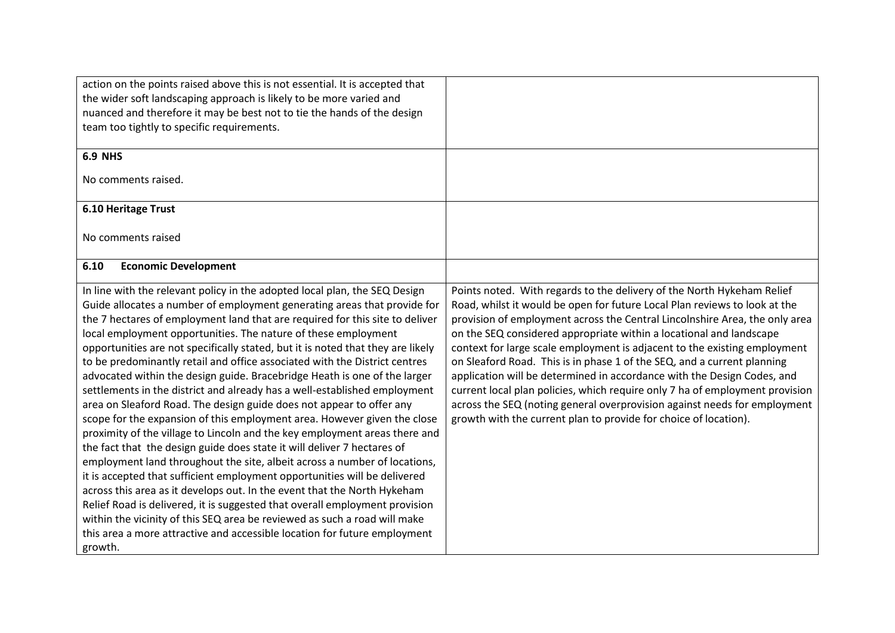| | |
|---|---|
| action on the points raised above this is not essential. It is accepted that the wider soft landscaping approach is likely to be more varied and nuanced and therefore it may be best not to tie the hands of the design team too tightly to specific requirements. | |
| **6.9 NHS**<br><br>No comments raised. | |
| **6.10 Heritage Trust**<br><br>No comments raised | |
| **6.10 Economic Development** | |
| In line with the relevant policy in the adopted local plan, the SEQ Design Guide allocates a number of employment generating areas that provide for the 7 hectares of employment land that are required for this site to deliver local employment opportunities. The nature of these employment opportunities are not specifically stated, but it is noted that they are likely to be predominantly retail and office associated with the District centres advocated within the design guide. Bracebridge Heath is one of the larger settlements in the district and already has a well-established employment area on Sleaford Road. The design guide does not appear to offer any scope for the expansion of this employment area. However given the close proximity of the village to Lincoln and the key employment areas there and the fact that the design guide does state it will deliver 7 hectares of employment land throughout the site, albeit across a number of locations, it is accepted that sufficient employment opportunities will be delivered across this area as it develops out. In the event that the North Hykeham Relief Road is delivered, it is suggested that overall employment provision within the vicinity of this SEQ area be reviewed as such a road will make this area a more attractive and accessible location for future employment growth. | Points noted. With regards to the delivery of the North Hykeham Relief Road, whilst it would be open for future Local Plan reviews to look at the provision of employment across the Central Lincolnshire Area, the only area on the SEQ considered appropriate within a locational and landscape context for large scale employment is adjacent to the existing employment on Sleaford Road. This is in phase 1 of the SEQ, and a current planning application will be determined in accordance with the Design Codes, and current local plan policies, which require only 7 ha of employment provision across the SEQ (noting general overprovision against needs for employment growth with the current plan to provide for choice of location). |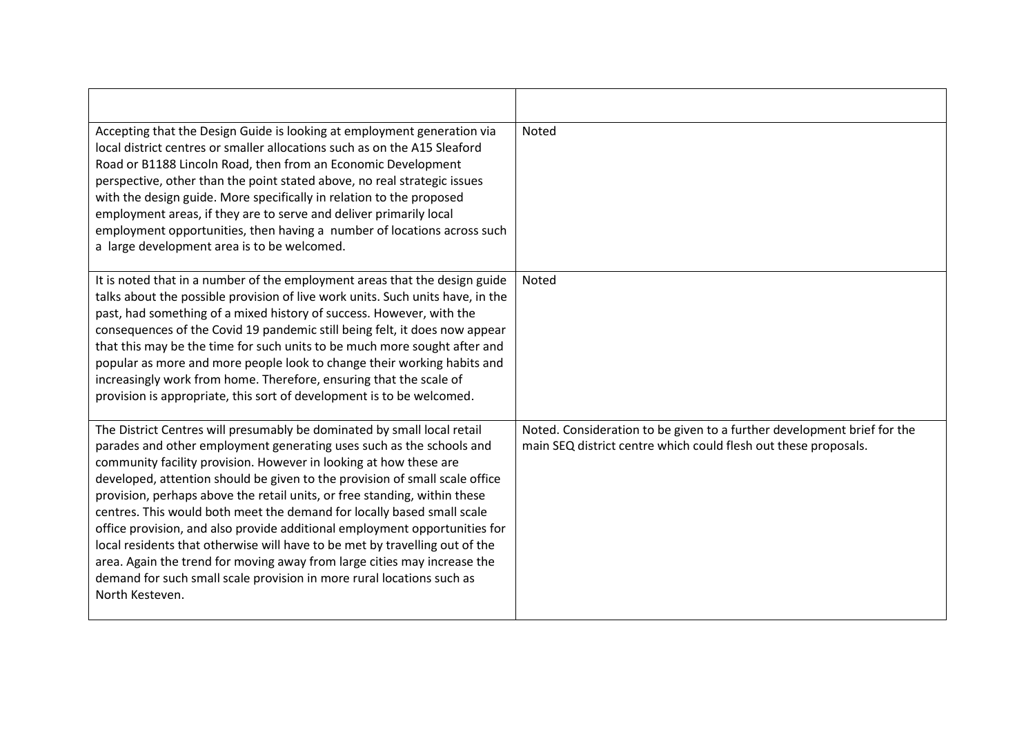| | |
|---|---|
| Accepting that the Design Guide is looking at employment generation via local district centres or smaller allocations such as on the A15 Sleaford Road or B1188 Lincoln Road, then from an Economic Development perspective, other than the point stated above, no real strategic issues with the design guide. More specifically in relation to the proposed employment areas, if they are to serve and deliver primarily local employment opportunities, then having a number of locations across such a large development area is to be welcomed. | Noted |
| It is noted that in a number of the employment areas that the design guide talks about the possible provision of live work units. Such units have, in the past, had something of a mixed history of success. However, with the consequences of the Covid 19 pandemic still being felt, it does now appear that this may be the time for such units to be much more sought after and popular as more and more people look to change their working habits and increasingly work from home. Therefore, ensuring that the scale of provision is appropriate, this sort of development is to be welcomed. | Noted |
| The District Centres will presumably be dominated by small local retail parades and other employment generating uses such as the schools and community facility provision. However in looking at how these are developed, attention should be given to the provision of small scale office provision, perhaps above the retail units, or free standing, within these centres. This would both meet the demand for locally based small scale office provision, and also provide additional employment opportunities for local residents that otherwise will have to be met by travelling out of the area. Again the trend for moving away from large cities may increase the demand for such small scale provision in more rural locations such as North Kesteven. | Noted. Consideration to be given to a further development brief for the main SEQ district centre which could flesh out these proposals. |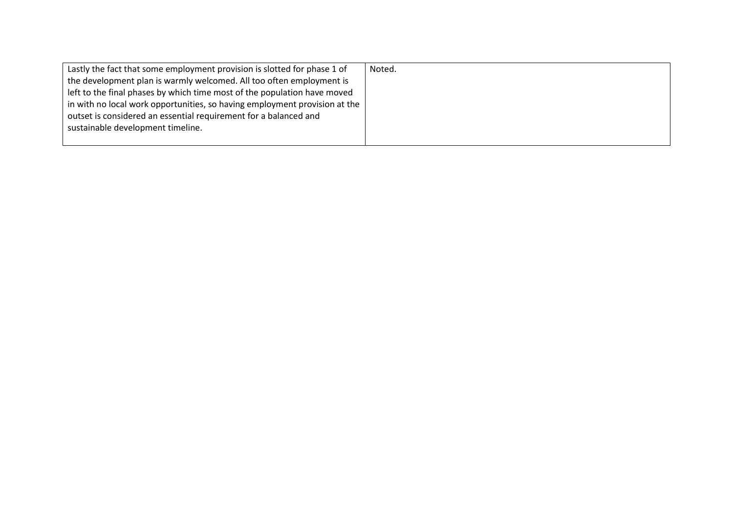| | |
|---|---|
| Lastly the fact that some employment provision is slotted for phase 1 of the development plan is warmly welcomed. All too often employment is left to the final phases by which time most of the population have moved in with no local work opportunities, so having employment provision at the outset is considered an essential requirement for a balanced and sustainable development timeline. | Noted. |